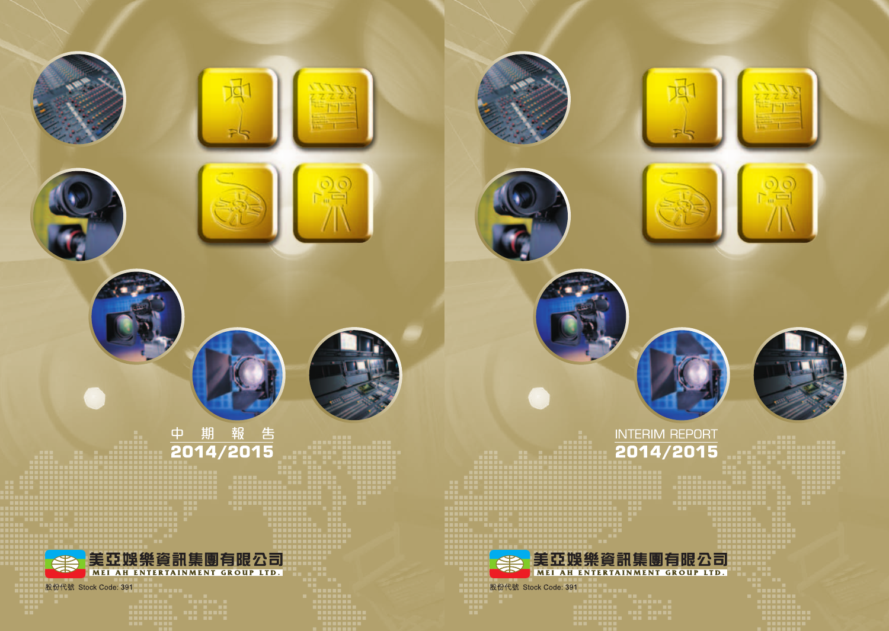中 期 報 告

2014/2015

美亞娛樂資訊集團有限公司

MEI AH ENTERTAINMENT GROUP LTD.

股份代號 Stock Code: 391

INTERIM REPORT

2014/2015

美亞娛樂資訊集團有限公司

MEI AH ENTERTAINMENT GROUP LTD.

股份代號 Stock Code: 391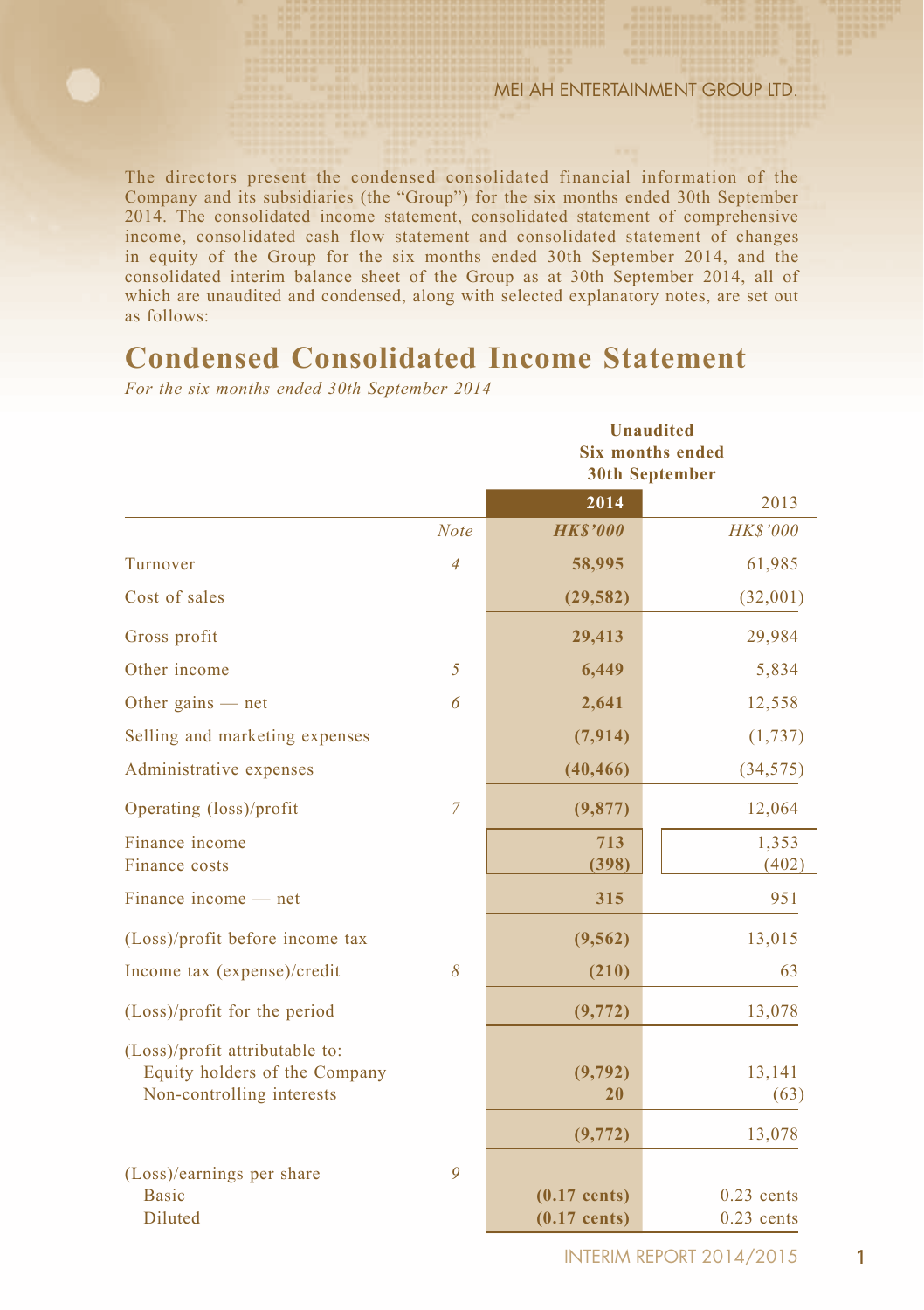The directors present the condensed consolidated financial information of the Company and its subsidiaries (the "Group") for the six months ended 30th September 2014. The consolidated income statement, consolidated statement of comprehensive income, consolidated cash flow statement and consolidated statement of changes in equity of the Group for the six months ended 30th September 2014, and the consolidated interim balance sheet of the Group as at 30th September 2014, all of which are unaudited and condensed, along with selected explanatory notes, are set out as follows:

# Condensed Consolidated Income Statement

*For the six months ended 30th September 2014*

| | Note | Unaudited Six months ended 30th September 2014 HK$'000 | 2013 HK$'000 |
|---|---|---|---|
| Turnover | 4 | **58,995** | 61,985 |
| Cost of sales | | **(29,582)** | (32,001) |
| Gross profit | | **29,413** | 29,984 |
| Other income | 5 | **6,449** | 5,834 |
| Other gains — net | 6 | **2,641** | 12,558 |
| Selling and marketing expenses | | **(7,914)** | (1,737) |
| Administrative expenses | | **(40,466)** | (34,575) |
| Operating (loss)/profit | 7 | **(9,877)** | 12,064 |
| Finance income | | **713** | 1,353 |
| Finance costs | | **(398)** | (402) |
| Finance income — net | | **315** | 951 |
| (Loss)/profit before income tax | | **(9,562)** | 13,015 |
| Income tax (expense)/credit | 8 | **(210)** | 63 |
| (Loss)/profit for the period | | **(9,772)** | 13,078 |
| (Loss)/profit attributable to: | | | |
| Equity holders of the Company | | **(9,792)** | 13,141 |
| Non-controlling interests | | **20** | (63) |
| | | **(9,772)** | 13,078 |
| (Loss)/earnings per share | 9 | | |
| Basic | | **(0.17 cents)** | 0.23 cents |
| Diluted | | **(0.17 cents)** | 0.23 cents |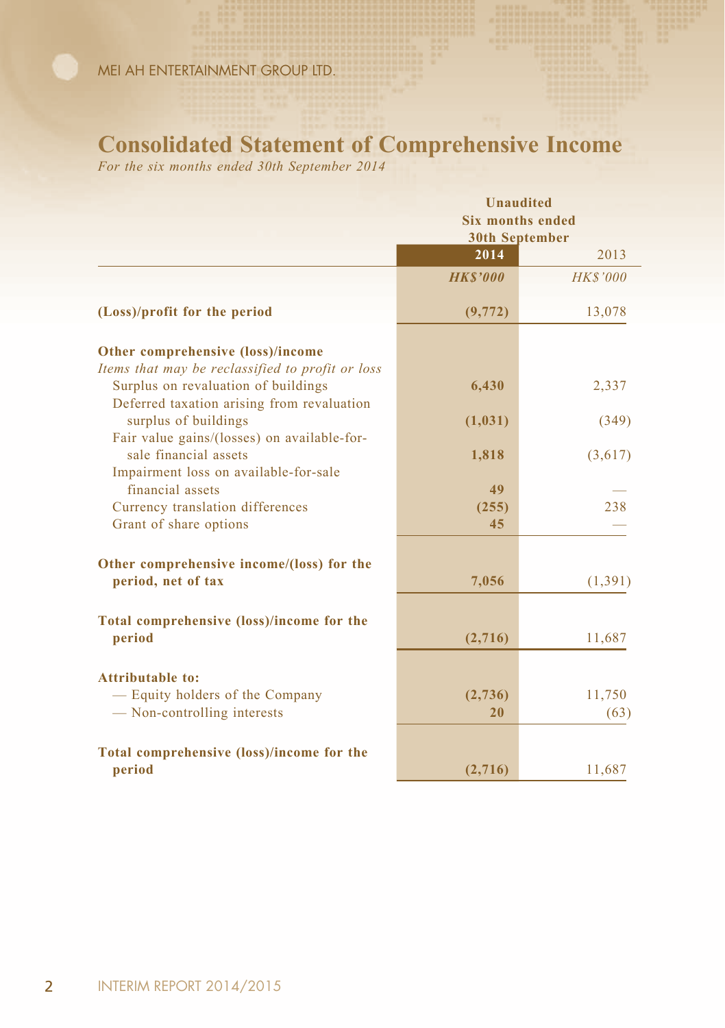# Consolidated Statement of Comprehensive Income

*For the six months ended 30th September 2014*

| | Unaudited Six months ended 30th September | |
|---|---|---|
| | **2014** | 2013 |
| | ***HK$'000*** | *HK$'000* |
| **(Loss)/profit for the period** | **(9,772)** | 13,078 |
| **Other comprehensive (loss)/income** | | |
| *Items that may be reclassified to profit or loss* | | |
| Surplus on revaluation of buildings | **6,430** | 2,337 |
| Deferred taxation arising from revaluation surplus of buildings | **(1,031)** | (349) |
| Fair value gains/(losses) on available-for-sale financial assets | **1,818** | (3,617) |
| Impairment loss on available-for-sale financial assets | **49** | — |
| Currency translation differences | **(255)** | 238 |
| Grant of share options | **45** | — |
| **Other comprehensive income/(loss) for the period, net of tax** | **7,056** | (1,391) |
| **Total comprehensive (loss)/income for the period** | **(2,716)** | 11,687 |
| **Attributable to:** | | |
| — Equity holders of the Company | **(2,736)** | 11,750 |
| — Non-controlling interests | **20** | (63) |
| **Total comprehensive (loss)/income for the period** | **(2,716)** | 11,687 |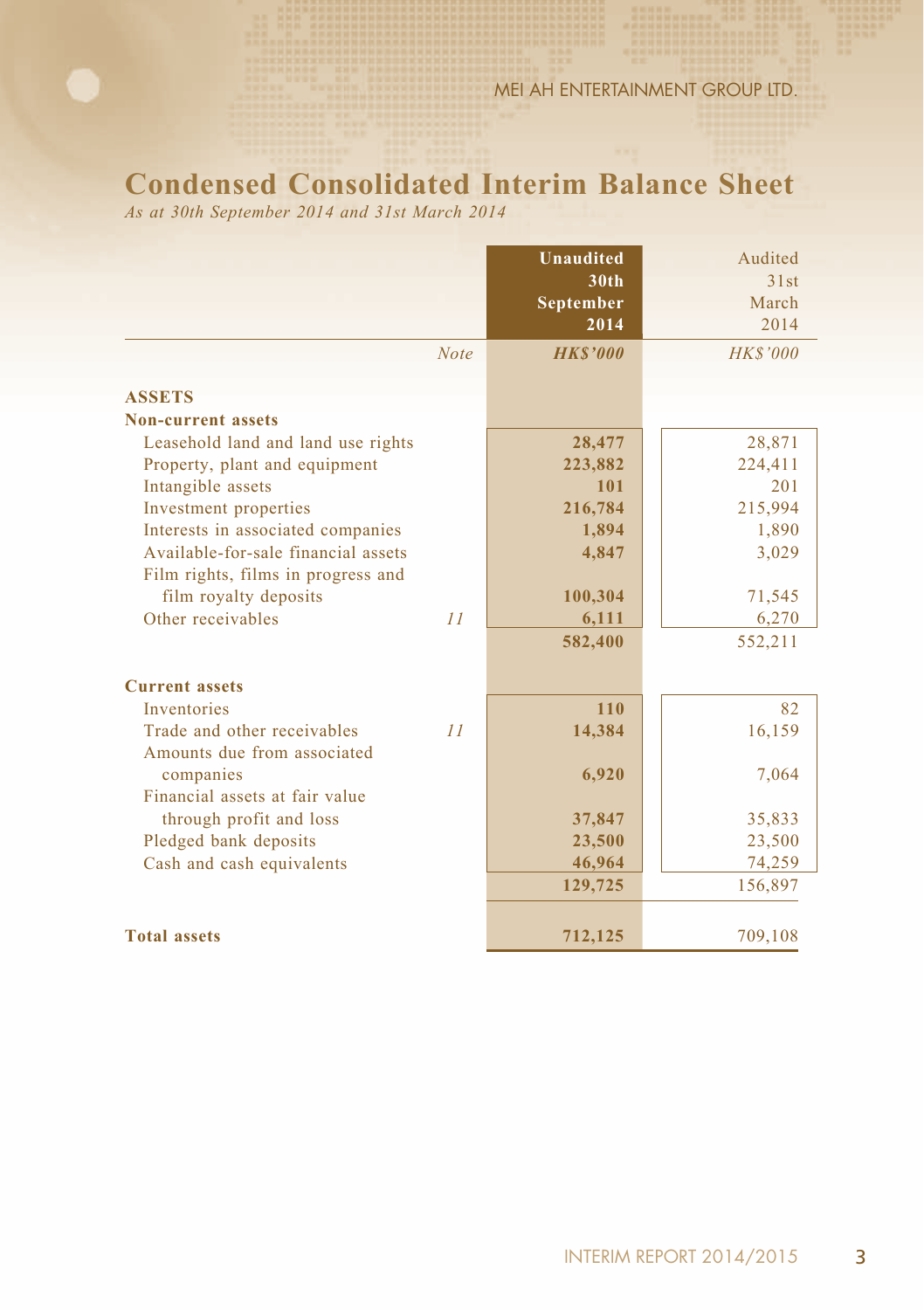# Condensed Consolidated Interim Balance Sheet

*As at 30th September 2014 and 31st March 2014*

| | Note | Unaudited 30th September 2014 | Audited 31st March 2014 |
|---|---|---|---|
| | | ***HK$'000*** | *HK$'000* |
| **ASSETS** | | | |
| **Non-current assets** | | | |
| Leasehold land and land use rights | | **28,477** | 28,871 |
| Property, plant and equipment | | **223,882** | 224,411 |
| Intangible assets | | **101** | 201 |
| Investment properties | | **216,784** | 215,994 |
| Interests in associated companies | | **1,894** | 1,890 |
| Available-for-sale financial assets | | **4,847** | 3,029 |
| Film rights, films in progress and film royalty deposits | | **100,304** | 71,545 |
| Other receivables | *11* | **6,111** | 6,270 |
| | | **582,400** | 552,211 |
| **Current assets** | | | |
| Inventories | | **110** | 82 |
| Trade and other receivables | *11* | **14,384** | 16,159 |
| Amounts due from associated companies | | **6,920** | 7,064 |
| Financial assets at fair value through profit and loss | | **37,847** | 35,833 |
| Pledged bank deposits | | **23,500** | 23,500 |
| Cash and cash equivalents | | **46,964** | 74,259 |
| | | **129,725** | 156,897 |
| **Total assets** | | **712,125** | 709,108 |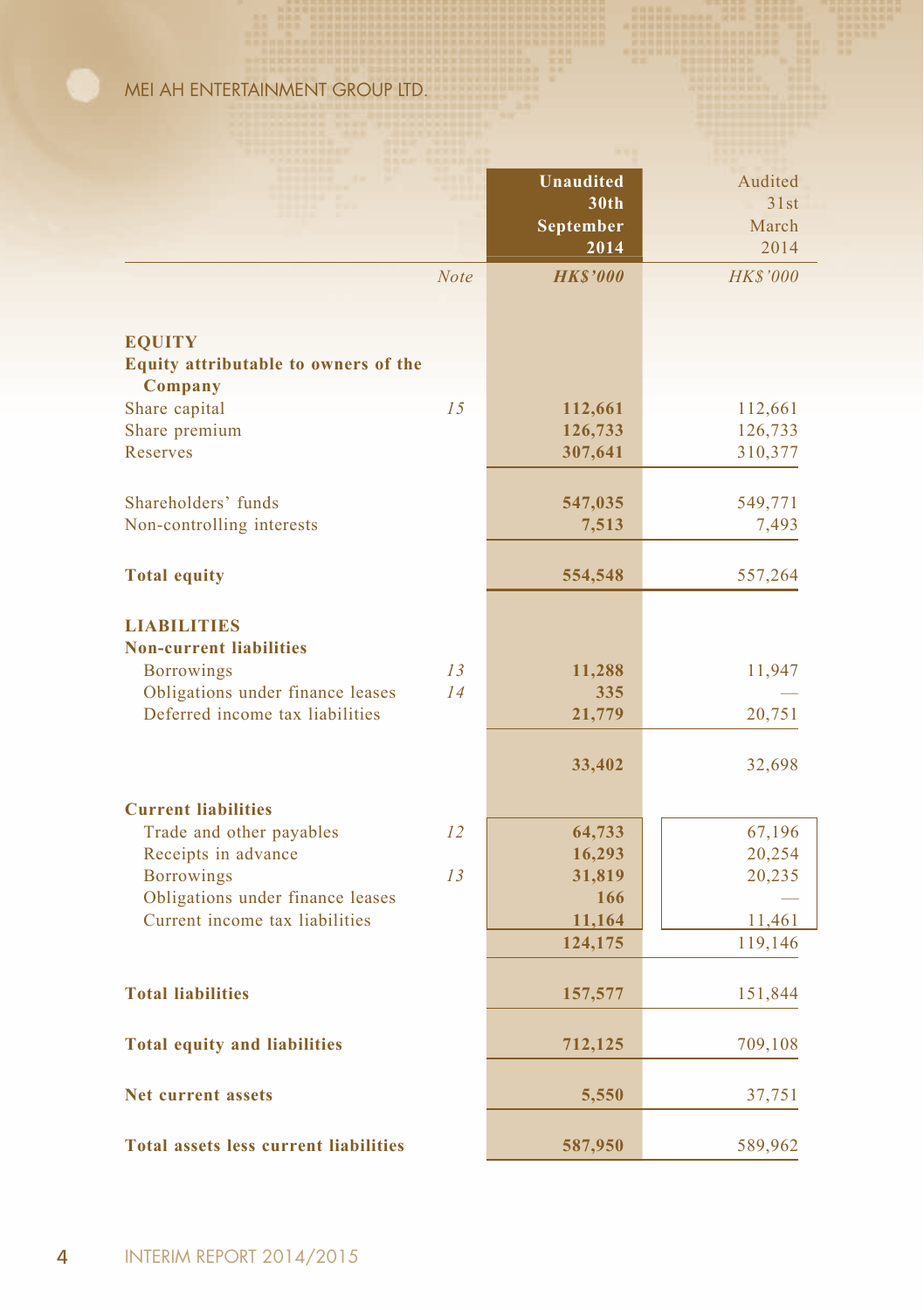| | Note | Unaudited 30th September 2014 | Audited 31st March 2014 |
|---|---|---|---|
| | | *HK$'000* | *HK$'000* |
| **EQUITY** | | | |
| **Equity attributable to owners of the Company** | | | |
| Share capital | *15* | **112,661** | 112,661 |
| Share premium | | **126,733** | 126,733 |
| Reserves | | **307,641** | 310,377 |
| Shareholders' funds | | **547,035** | 549,771 |
| Non-controlling interests | | **7,513** | 7,493 |
| **Total equity** | | **554,548** | 557,264 |
| **LIABILITIES** | | | |
| **Non-current liabilities** | | | |
| Borrowings | *13* | **11,288** | 11,947 |
| Obligations under finance leases | *14* | **335** | — |
| Deferred income tax liabilities | | **21,779** | 20,751 |
| | | **33,402** | 32,698 |
| **Current liabilities** | | | |
| Trade and other payables | *12* | **64,733** | 67,196 |
| Receipts in advance | | **16,293** | 20,254 |
| Borrowings | *13* | **31,819** | 20,235 |
| Obligations under finance leases | | **166** | — |
| Current income tax liabilities | | **11,164** | 11,461 |
| | | **124,175** | 119,146 |
| **Total liabilities** | | **157,577** | 151,844 |
| **Total equity and liabilities** | | **712,125** | 709,108 |
| **Net current assets** | | **5,550** | 37,751 |
| **Total assets less current liabilities** | | **587,950** | 589,962 |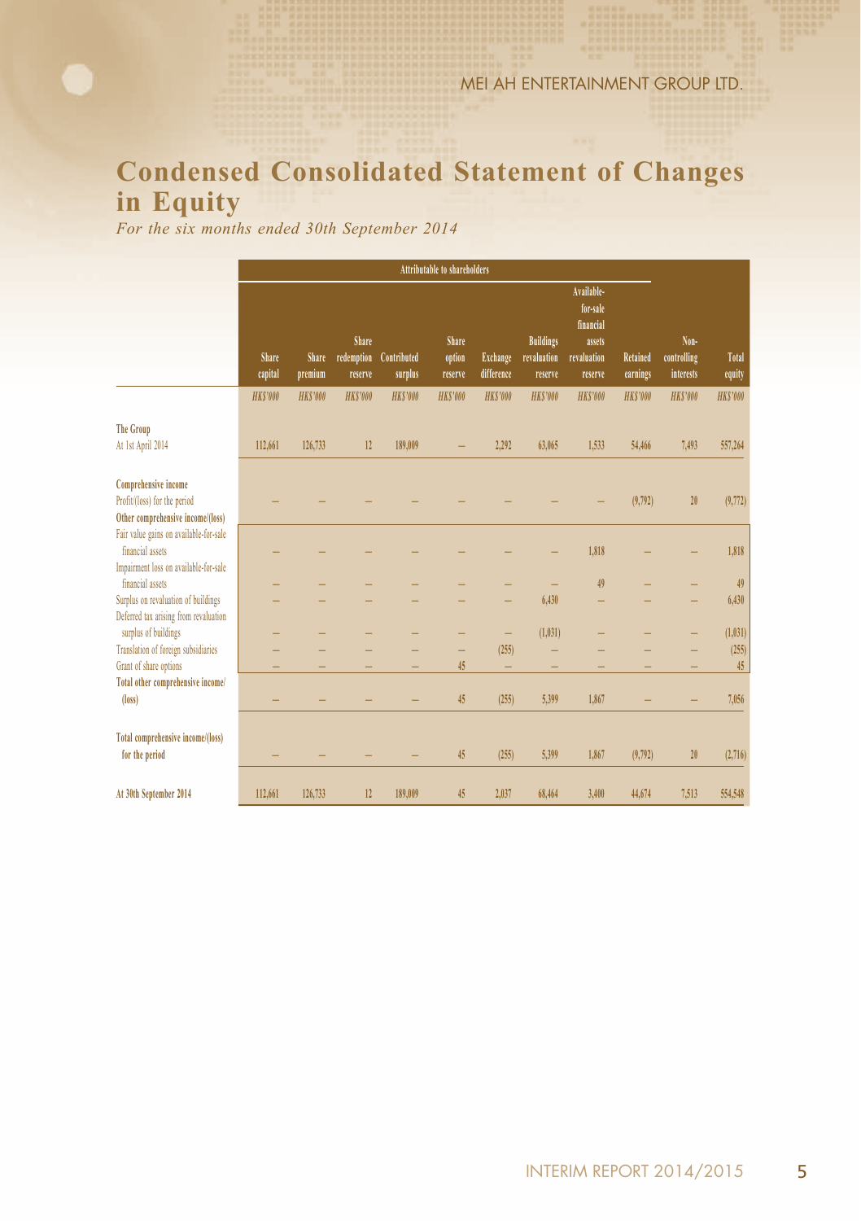# Condensed Consolidated Statement of Changes in Equity

*For the six months ended 30th September 2014*

| | Attributable to shareholders | | | | | | | | | | |
|---|---|---|---|---|---|---|---|---|---|---|---|
| | Share capital | Share premium | Share redemption reserve | Contributed surplus | Share option reserve | Exchange difference | Buildings revaluation reserve | Available-for-sale financial assets revaluation reserve | Retained earnings | Non-controlling interests | Total equity |
| | HK$'000 | HK$'000 | HK$'000 | HK$'000 | HK$'000 | HK$'000 | HK$'000 | HK$'000 | HK$'000 | HK$'000 | HK$'000 |
| **The Group** | | | | | | | | | | | |
| At 1st April 2014 | 112,661 | 126,733 | 12 | 189,009 | – | 2,292 | 63,065 | 1,533 | 54,466 | 7,493 | 557,264 |
| **Comprehensive income** | | | | | | | | | | | |
| Profit/(loss) for the period | – | – | – | – | – | – | – | – | (9,792) | 20 | (9,772) |
| **Other comprehensive income/(loss)** | | | | | | | | | | | |
| Fair value gains on available-for-sale financial assets | – | – | – | – | – | – | – | 1,818 | – | – | 1,818 |
| Impairment loss on available-for-sale financial assets | – | – | – | – | – | – | – | 49 | – | – | 49 |
| Surplus on revaluation of buildings | – | – | – | – | – | – | 6,430 | – | – | – | 6,430 |
| Deferred tax arising from revaluation surplus of buildings | – | – | – | – | – | – | (1,031) | – | – | – | (1,031) |
| Translation of foreign subsidiaries | – | – | – | – | – | (255) | – | – | – | – | (255) |
| Grant of share options | – | – | – | – | 45 | – | – | – | – | – | 45 |
| **Total other comprehensive income/(loss)** | – | – | – | – | 45 | (255) | 5,399 | 1,867 | – | – | 7,056 |
| **Total comprehensive income/(loss) for the period** | – | – | – | – | 45 | (255) | 5,399 | 1,867 | (9,792) | 20 | (2,716) |
| **At 30th September 2014** | 112,661 | 126,733 | 12 | 189,009 | 45 | 2,037 | 68,464 | 3,400 | 44,674 | 7,513 | 554,548 |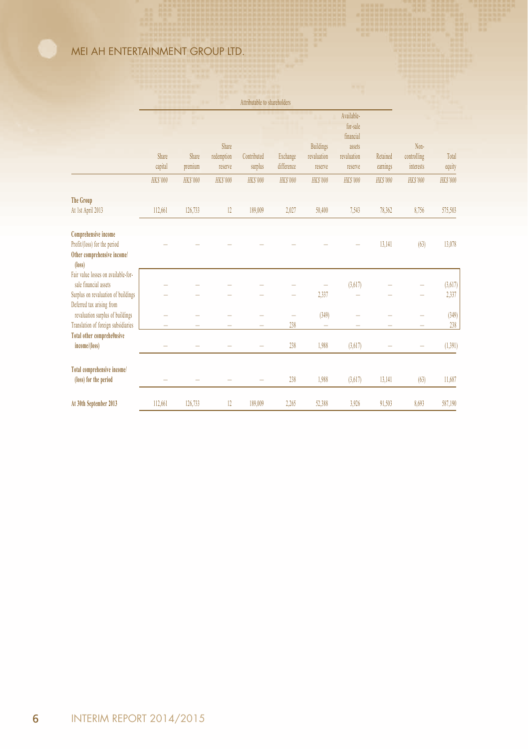| | Attributable to shareholders | | | | | | | | | |
|---|---|---|---|---|---|---|---|---|---|---|
| | Share capital | Share premium | Share redemption reserve | Contributed surplus | Exchange difference | Buildings revaluation reserve | Available-for-sale financial assets revaluation reserve | Retained earnings | Non-controlling interests | Total equity |
| | *HK$'000* | *HK$'000* | *HK$'000* | *HK$'000* | *HK$'000* | *HK$'000* | *HK$'000* | *HK$'000* | *HK$'000* | *HK$'000* |
| **The Group** | | | | | | | | | | |
| At 1st April 2013 | 112,661 | 126,733 | 12 | 189,009 | 2,027 | 50,400 | 7,543 | 78,362 | 8,756 | 575,503 |
| **Comprehensive income** | | | | | | | | | | |
| Profit/(loss) for the period | – | – | – | – | – | – | – | 13,141 | (63) | 13,078 |
| **Other comprehensive income/ (loss)** | | | | | | | | | | |
| Fair value losses on available-for-sale financial assets | – | – | – | – | – | – | (3,617) | – | – | (3,617) |
| Surplus on revaluation of buildings | – | – | – | – | – | 2,337 | – | – | – | 2,337 |
| Deferred tax arising from revaluation surplus of buildings | – | – | – | – | – | (349) | – | – | – | (349) |
| Translation of foreign subsidiaries | – | – | – | – | 238 | – | – | – | – | 238 |
| **Total other comprehensive income/(loss)** | – | – | – | – | 238 | 1,988 | (3,617) | – | – | (1,391) |
| **Total comprehensive income/ (loss) for the period** | – | – | – | – | 238 | 1,988 | (3,617) | 13,141 | (63) | 11,687 |
| **At 30th September 2013** | 112,661 | 126,733 | 12 | 189,009 | 2,265 | 52,388 | 3,926 | 91,503 | 8,693 | 587,190 |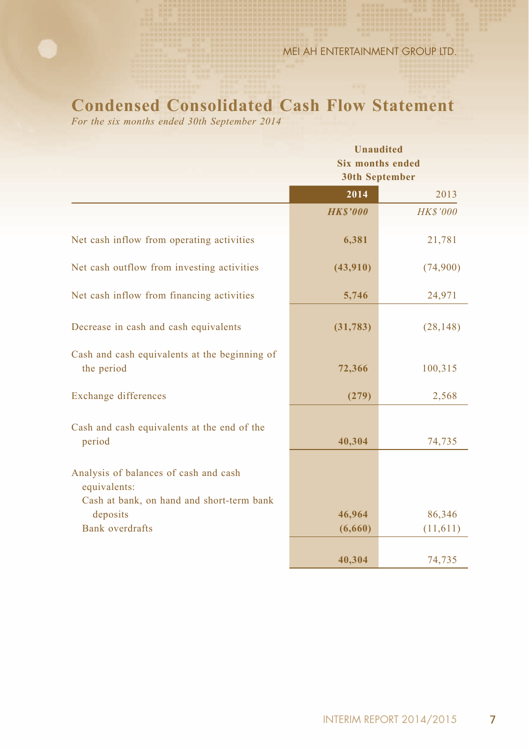# Condensed Consolidated Cash Flow Statement

*For the six months ended 30th September 2014*

| | Unaudited Six months ended 30th September | |
|---|---|---|
| | **2014** | 2013 |
| | ***HK$'000*** | *HK$'000* |
| Net cash inflow from operating activities | **6,381** | 21,781 |
| Net cash outflow from investing activities | **(43,910)** | (74,900) |
| Net cash inflow from financing activities | **5,746** | 24,971 |
| Decrease in cash and cash equivalents | **(31,783)** | (28,148) |
| Cash and cash equivalents at the beginning of the period | **72,366** | 100,315 |
| Exchange differences | **(279)** | 2,568 |
| Cash and cash equivalents at the end of the period | **40,304** | 74,735 |
| Analysis of balances of cash and cash equivalents: | | |
| Cash at bank, on hand and short-term bank deposits | **46,964** | 86,346 |
| Bank overdrafts | **(6,660)** | (11,611) |
| | **40,304** | 74,735 |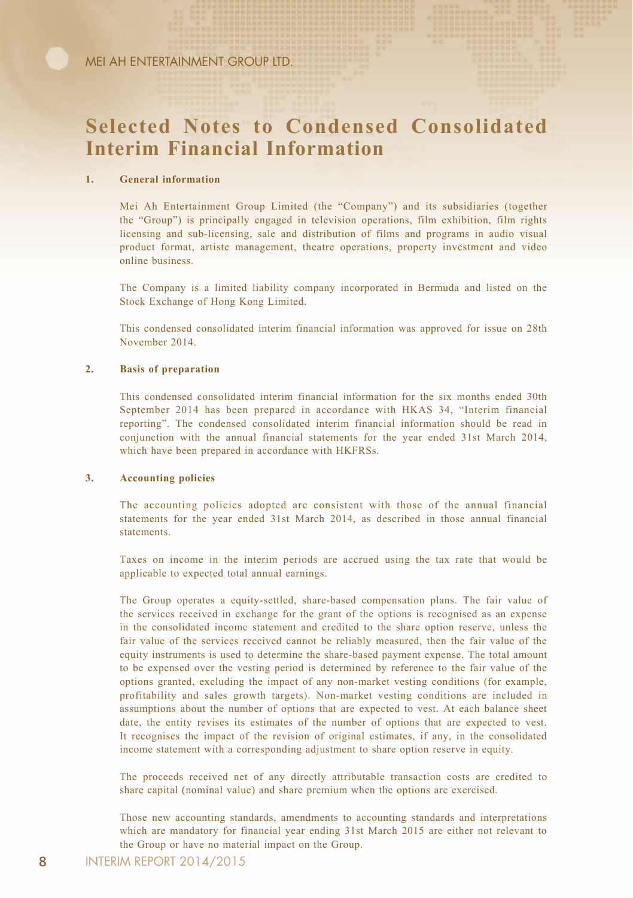# Selected Notes to Condensed Consolidated Interim Financial Information

## 1. General information

Mei Ah Entertainment Group Limited (the "Company") and its subsidiaries (together the "Group") is principally engaged in television operations, film exhibition, film rights licensing and sub-licensing, sale and distribution of films and programs in audio visual product format, artiste management, theatre operations, property investment and video online business.

The Company is a limited liability company incorporated in Bermuda and listed on the Stock Exchange of Hong Kong Limited.

This condensed consolidated interim financial information was approved for issue on 28th November 2014.

## 2. Basis of preparation

This condensed consolidated interim financial information for the six months ended 30th September 2014 has been prepared in accordance with HKAS 34, "Interim financial reporting". The condensed consolidated interim financial information should be read in conjunction with the annual financial statements for the year ended 31st March 2014, which have been prepared in accordance with HKFRSs.

## 3. Accounting policies

The accounting policies adopted are consistent with those of the annual financial statements for the year ended 31st March 2014, as described in those annual financial statements.

Taxes on income in the interim periods are accrued using the tax rate that would be applicable to expected total annual earnings.

The Group operates a equity-settled, share-based compensation plans. The fair value of the services received in exchange for the grant of the options is recognised as an expense in the consolidated income statement and credited to the share option reserve, unless the fair value of the services received cannot be reliably measured, then the fair value of the equity instruments is used to determine the share-based payment expense. The total amount to be expensed over the vesting period is determined by reference to the fair value of the options granted, excluding the impact of any non-market vesting conditions (for example, profitability and sales growth targets). Non-market vesting conditions are included in assumptions about the number of options that are expected to vest. At each balance sheet date, the entity revises its estimates of the number of options that are expected to vest. It recognises the impact of the revision of original estimates, if any, in the consolidated income statement with a corresponding adjustment to share option reserve in equity.

The proceeds received net of any directly attributable transaction costs are credited to share capital (nominal value) and share premium when the options are exercised.

Those new accounting standards, amendments to accounting standards and interpretations which are mandatory for financial year ending 31st March 2015 are either not relevant to the Group or have no material impact on the Group.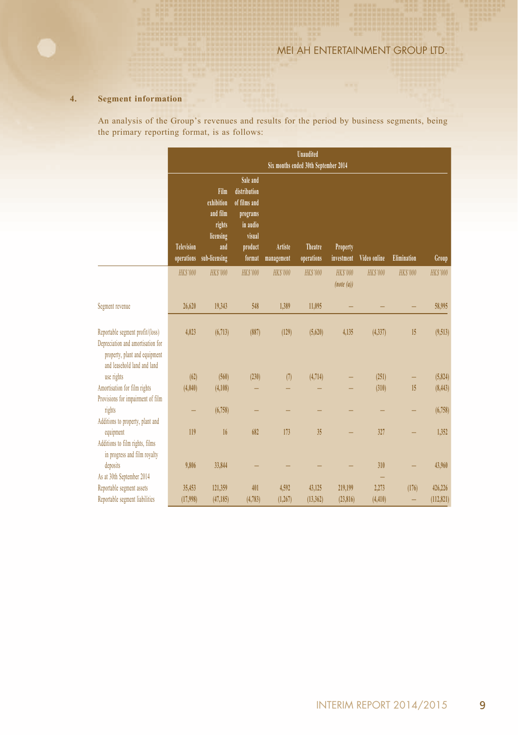### 4. Segment information

An analysis of the Group's revenues and results for the period by business segments, being the primary reporting format, is as follows:

| | Unaudited Six months ended 30th September 2014 | | | | | | | | |
|---|---|---|---|---|---|---|---|---|---|
| | Television operations | Film exhibition and film rights licensing and sub-licensing | Sale and distribution of films and programs in audio visual product format | Artiste management | Theatre operations | Property investment | Video online | Elimination | Group |
| | *HK$'000* | *HK$'000* | *HK$'000* | *HK$'000* | *HK$'000* | *HK$'000* *(note (a))* | *HK$'000* | *HK$'000* | *HK$'000* |
| Segment revenue | 26,620 | 19,343 | 548 | 1,389 | 11,095 | – | – | – | 58,995 |
| Reportable segment profit/(loss) | 4,023 | (6,713) | (887) | (129) | (5,620) | 4,135 | (4,337) | 15 | (9,513) |
| Depreciation and amortisation for property, plant and equipment and leasehold land and land use rights | (62) | (560) | (230) | (7) | (4,714) | – | (251) | – | (5,824) |
| Amortisation for film rights | (4,040) | (4,108) | – | – | – | – | (310) | 15 | (8,443) |
| Provisions for impairment of film rights | – | (6,758) | – | – | – | – | – | – | (6,758) |
| Additions to property, plant and equipment | 119 | 16 | 682 | 173 | 35 | – | 327 | – | 1,352 |
| Additions to film rights, films in progress and film royalty deposits | 9,806 | 33,844 | – | – | – | – | 310 | – | 43,960 |
| As at 30th September 2014 | | | | | | | – | | |
| Reportable segment assets | 35,453 | 121,359 | 401 | 4,592 | 43,125 | 219,199 | 2,273 | (176) | 426,226 |
| Reportable segment liabilities | (17,998) | (47,185) | (4,783) | (1,267) | (13,362) | (23,816) | (4,410) | – | (112,821) |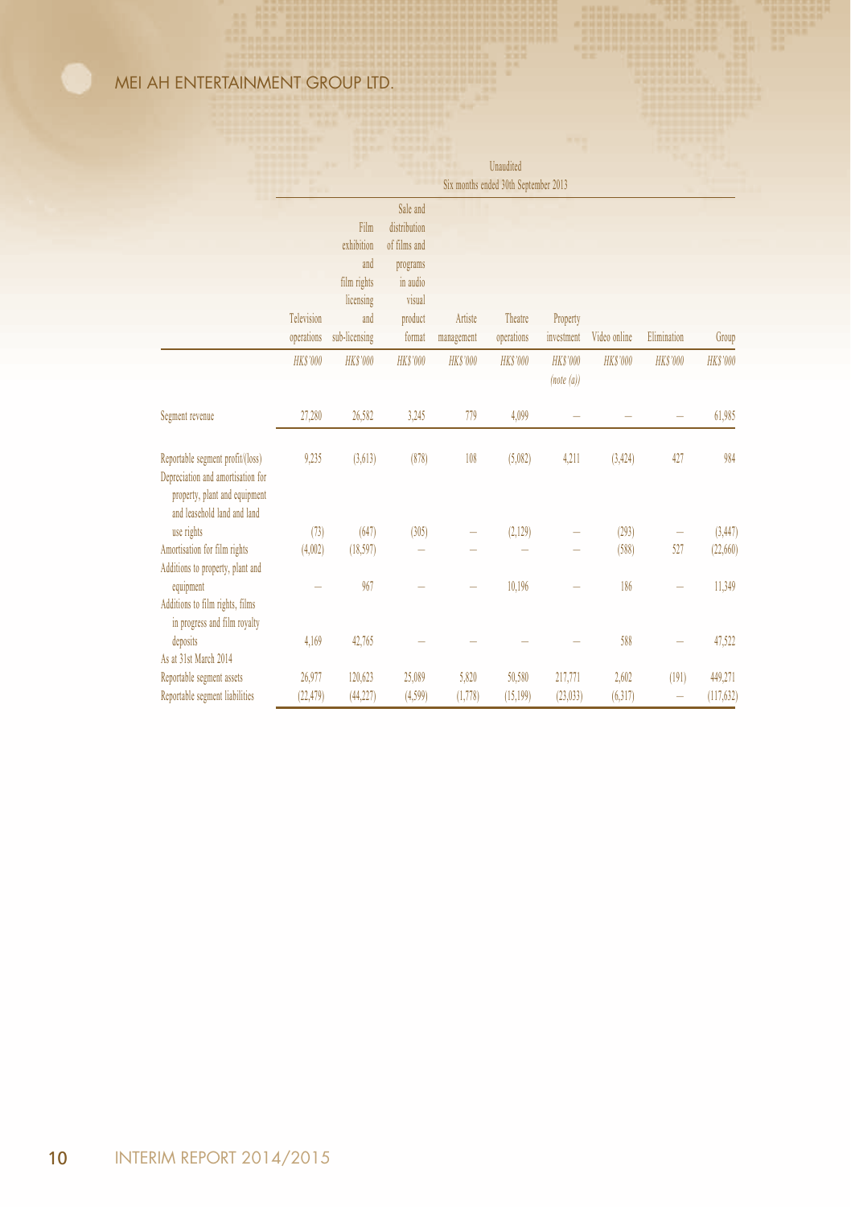| | Unaudited Six months ended 30th September 2013 | | | | | | | | |
|---|---|---|---|---|---|---|---|---|---|
| | Television operations | Film exhibition and film rights licensing and sub-licensing | Sale and distribution of films and programs in audio visual product format | Artiste management | Theatre operations | Property investment | Video online | Elimination | Group |
| | *HK$'000* | *HK$'000* | *HK$'000* | *HK$'000* | *HK$'000* | *HK$'000* *(note (a))* | *HK$'000* | *HK$'000* | *HK$'000* |
| Segment revenue | 27,280 | 26,582 | 3,245 | 779 | 4,099 | – | – | – | 61,985 |
| Reportable segment profit/(loss) | 9,235 | (3,613) | (878) | 108 | (5,082) | 4,211 | (3,424) | 427 | 984 |
| Depreciation and amortisation for property, plant and equipment and leasehold land and land use rights | (73) | (647) | (305) | – | (2,129) | – | (293) | – | (3,447) |
| Amortisation for film rights | (4,002) | (18,597) | – | – | – | – | (588) | 527 | (22,660) |
| Additions to property, plant and equipment | – | 967 | – | – | 10,196 | – | 186 | – | 11,349 |
| Additions to film rights, films in progress and film royalty deposits | 4,169 | 42,765 | – | – | – | – | 588 | – | 47,522 |
| As at 31st March 2014 | | | | | | | | | |
| Reportable segment assets | 26,977 | 120,623 | 25,089 | 5,820 | 50,580 | 217,771 | 2,602 | (191) | 449,271 |
| Reportable segment liabilities | (22,479) | (44,227) | (4,599) | (1,778) | (15,199) | (23,033) | (6,317) | – | (117,632) |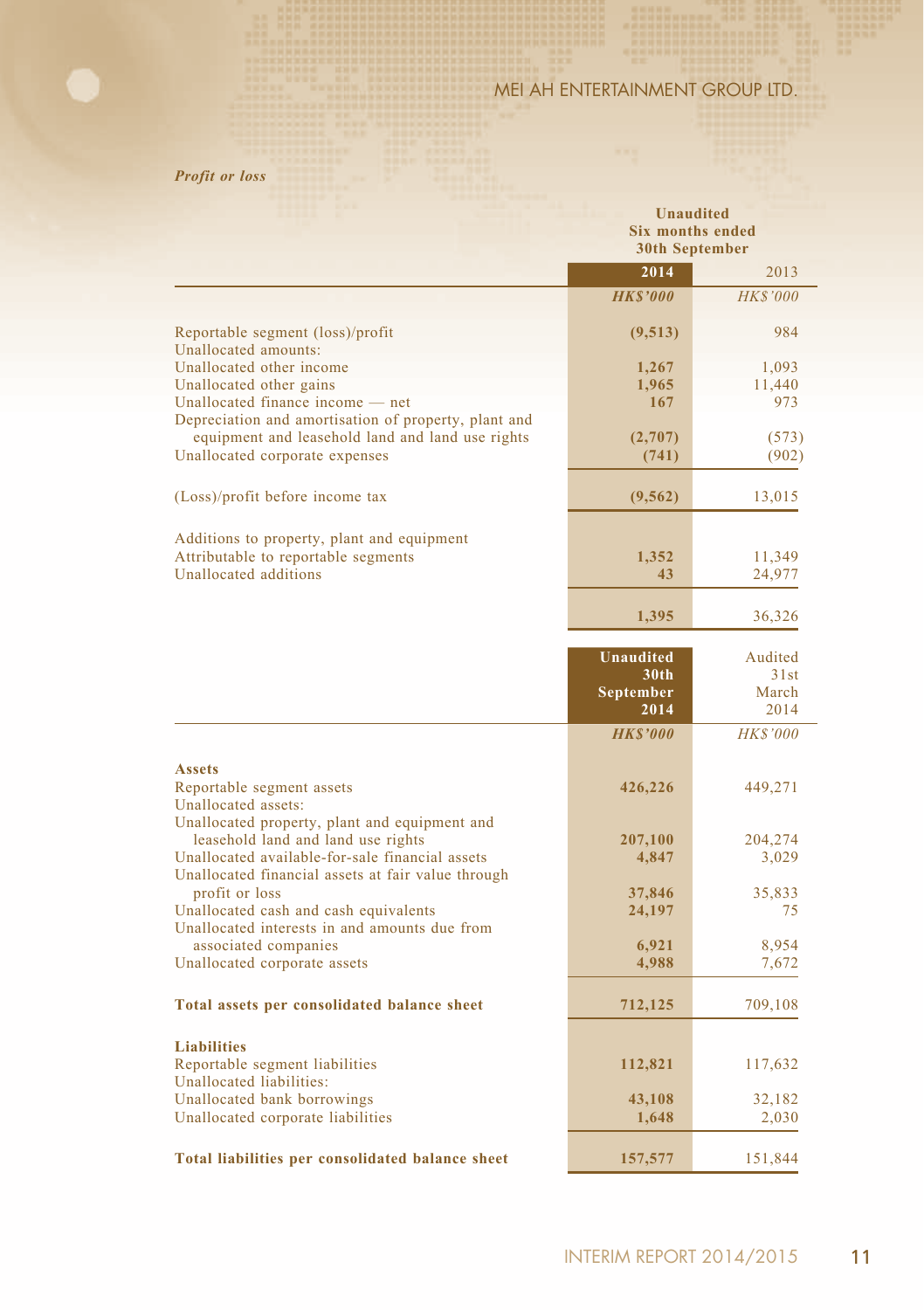*Profit or loss*

| | Unaudited Six months ended 30th September | |
|---|---|---|
| | **2014** | 2013 |
| | ***HK$'000*** | *HK$'000* |
| Reportable segment (loss)/profit | **(9,513)** | 984 |
| Unallocated amounts: | | |
| Unallocated other income | **1,267** | 1,093 |
| Unallocated other gains | **1,965** | 11,440 |
| Unallocated finance income — net | **167** | 973 |
| Depreciation and amortisation of property, plant and equipment and leasehold land and land use rights | **(2,707)** | (573) |
| Unallocated corporate expenses | **(741)** | (902) |
| (Loss)/profit before income tax | **(9,562)** | 13,015 |
| Additions to property, plant and equipment | | |
| Attributable to reportable segments | **1,352** | 11,349 |
| Unallocated additions | **43** | 24,977 |
| | **1,395** | 36,326 |

| | Unaudited 30th September 2014 | Audited 31st March 2014 |
|---|---|---|
| | ***HK$'000*** | *HK$'000* |
| **Assets** | | |
| Reportable segment assets | **426,226** | 449,271 |
| Unallocated assets: | | |
| Unallocated property, plant and equipment and leasehold land and land use rights | **207,100** | 204,274 |
| Unallocated available-for-sale financial assets | **4,847** | 3,029 |
| Unallocated financial assets at fair value through profit or loss | **37,846** | 35,833 |
| Unallocated cash and cash equivalents | **24,197** | 75 |
| Unallocated interests in and amounts due from associated companies | **6,921** | 8,954 |
| Unallocated corporate assets | **4,988** | 7,672 |
| **Total assets per consolidated balance sheet** | **712,125** | 709,108 |
| **Liabilities** | | |
| Reportable segment liabilities | **112,821** | 117,632 |
| Unallocated liabilities: | | |
| Unallocated bank borrowings | **43,108** | 32,182 |
| Unallocated corporate liabilities | **1,648** | 2,030 |
| **Total liabilities per consolidated balance sheet** | **157,577** | 151,844 |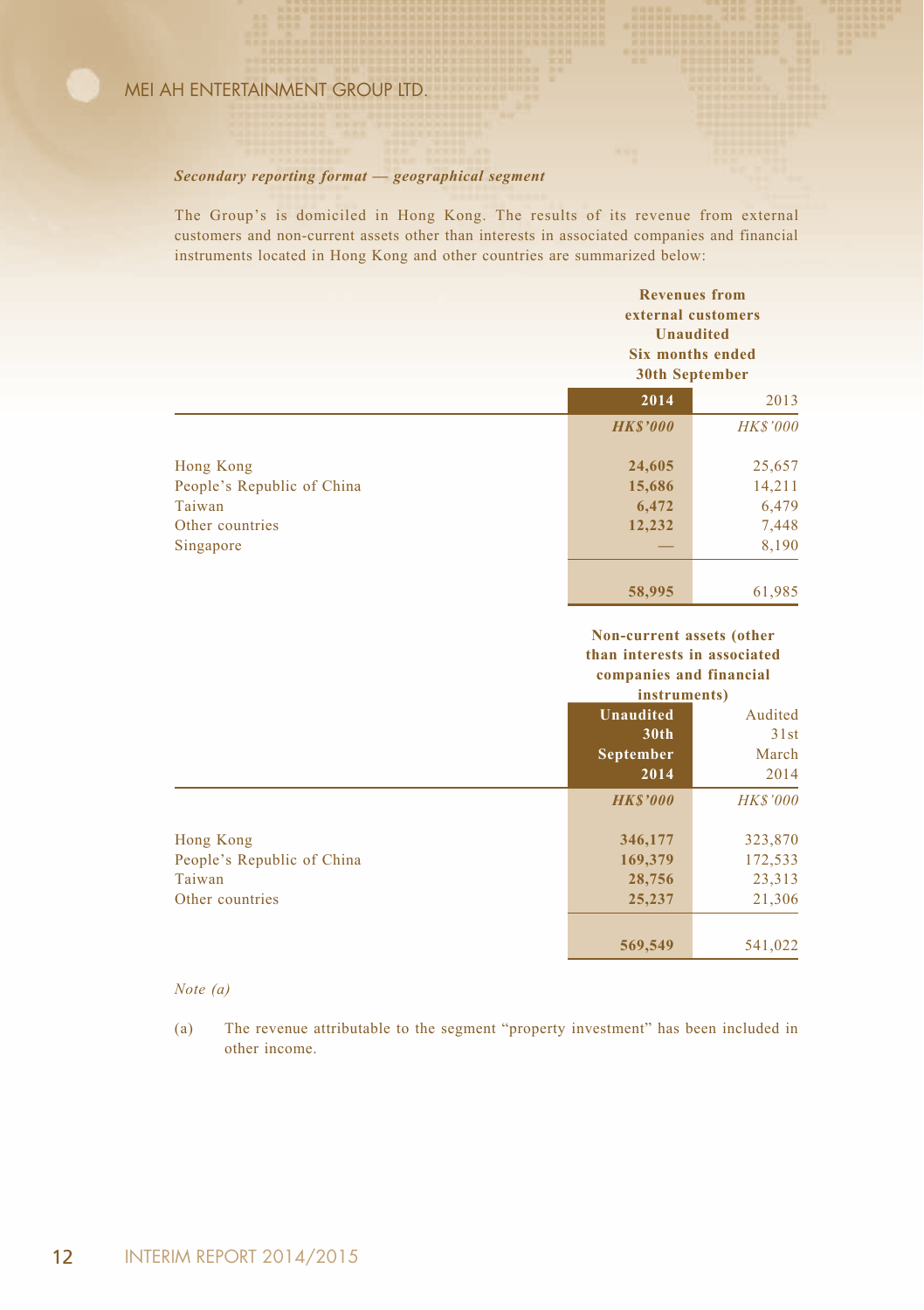***Secondary reporting format — geographical segment***

The Group's is domiciled in Hong Kong. The results of its revenue from external customers and non-current assets other than interests in associated companies and financial instruments located in Hong Kong and other countries are summarized below:

| | Revenues from external customers Unaudited Six months ended 30th September | |
|---|---|---|
| | **2014** | 2013 |
| | ***HK$'000*** | *HK$'000* |
| Hong Kong | **24,605** | 25,657 |
| People's Republic of China | **15,686** | 14,211 |
| Taiwan | **6,472** | 6,479 |
| Other countries | **12,232** | 7,448 |
| Singapore | **—** | 8,190 |
| | **58,995** | 61,985 |

| | Non-current assets (other than interests in associated companies and financial instruments) | |
|---|---|---|
| | **Unaudited 30th September 2014** | Audited 31st March 2014 |
| | ***HK$'000*** | *HK$'000* |
| Hong Kong | **346,177** | 323,870 |
| People's Republic of China | **169,379** | 172,533 |
| Taiwan | **28,756** | 23,313 |
| Other countries | **25,237** | 21,306 |
| | **569,549** | 541,022 |

*Note (a)*

(a) The revenue attributable to the segment "property investment" has been included in other income.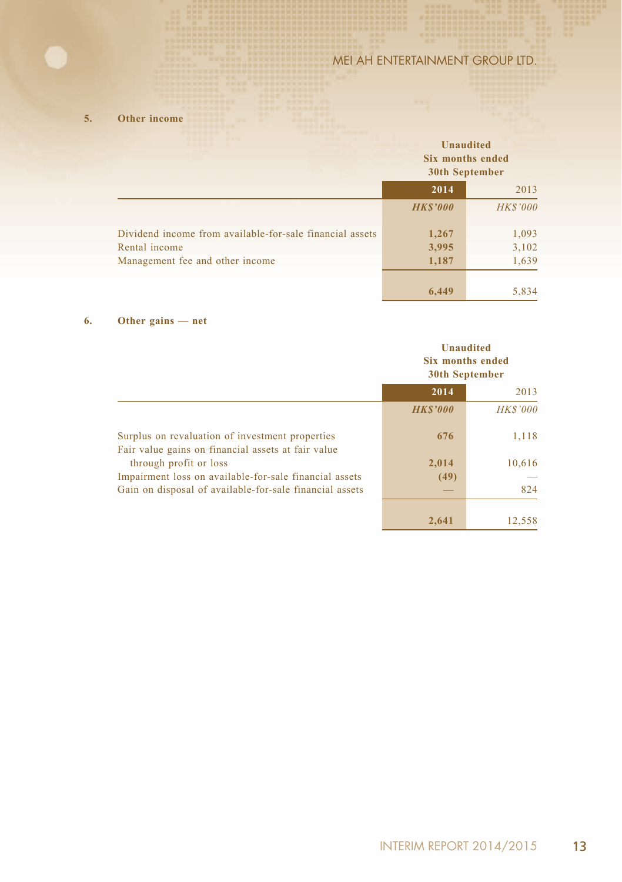## 5. Other income

| | Unaudited Six months ended 30th September | |
|---|---|---|
| | **2014** | 2013 |
| | ***HK$'000*** | *HK$'000* |
| Dividend income from available-for-sale financial assets | **1,267** | 1,093 |
| Rental income | **3,995** | 3,102 |
| Management fee and other income | **1,187** | 1,639 |
| | **6,449** | 5,834 |

## 6. Other gains — net

| | Unaudited Six months ended 30th September | |
|---|---|---|
| | **2014** | 2013 |
| | ***HK$'000*** | *HK$'000* |
| Surplus on revaluation of investment properties | **676** | 1,118 |
| Fair value gains on financial assets at fair value through profit or loss | **2,014** | 10,616 |
| Impairment loss on available-for-sale financial assets | **(49)** | — |
| Gain on disposal of available-for-sale financial assets | **—** | 824 |
| | **2,641** | 12,558 |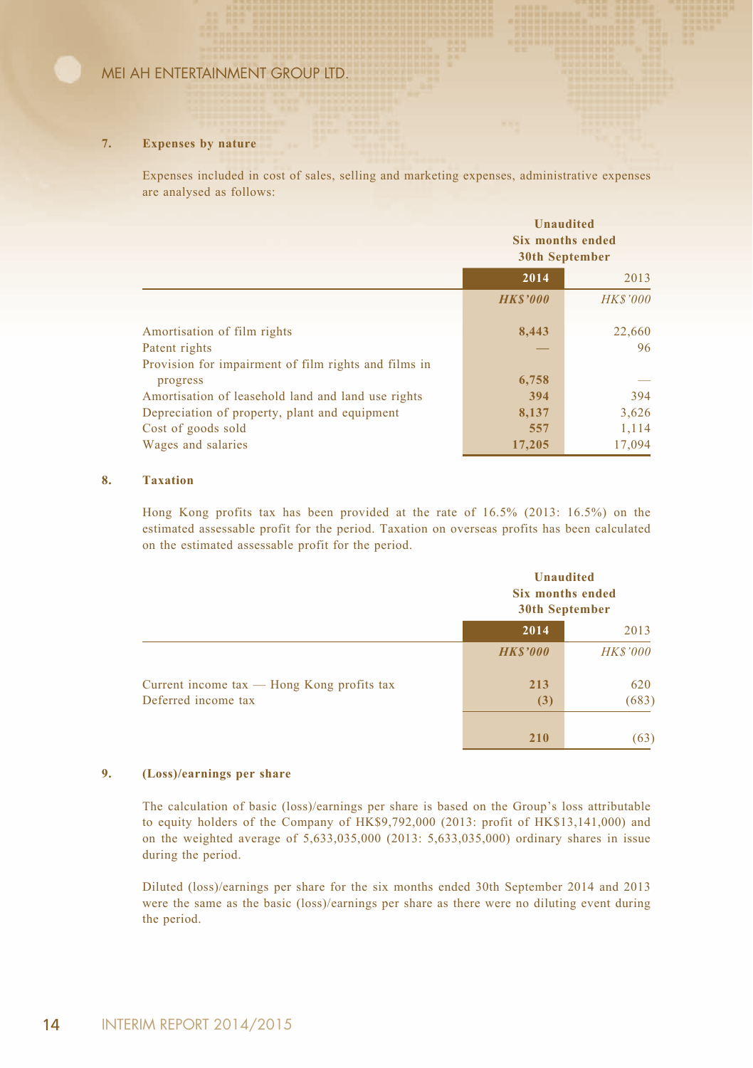## 7. Expenses by nature

Expenses included in cost of sales, selling and marketing expenses, administrative expenses are analysed as follows:

| | Unaudited Six months ended 30th September | |
|---|---|---|
| | **2014** | 2013 |
| | ***HK$'000*** | *HK$'000* |
| Amortisation of film rights | **8,443** | 22,660 |
| Patent rights | **—** | 96 |
| Provision for impairment of film rights and films in progress | **6,758** | — |
| Amortisation of leasehold land and land use rights | **394** | 394 |
| Depreciation of property, plant and equipment | **8,137** | 3,626 |
| Cost of goods sold | **557** | 1,114 |
| Wages and salaries | **17,205** | 17,094 |

## 8. Taxation

Hong Kong profits tax has been provided at the rate of 16.5% (2013: 16.5%) on the estimated assessable profit for the period. Taxation on overseas profits has been calculated on the estimated assessable profit for the period.

| | Unaudited Six months ended 30th September | |
|---|---|---|
| | **2014** | 2013 |
| | ***HK$'000*** | *HK$'000* |
| Current income tax — Hong Kong profits tax | **213** | 620 |
| Deferred income tax | **(3)** | (683) |
| | **210** | (63) |

## 9. (Loss)/earnings per share

The calculation of basic (loss)/earnings per share is based on the Group's loss attributable to equity holders of the Company of HK$9,792,000 (2013: profit of HK$13,141,000) and on the weighted average of 5,633,035,000 (2013: 5,633,035,000) ordinary shares in issue during the period.

Diluted (loss)/earnings per share for the six months ended 30th September 2014 and 2013 were the same as the basic (loss)/earnings per share as there were no diluting event during the period.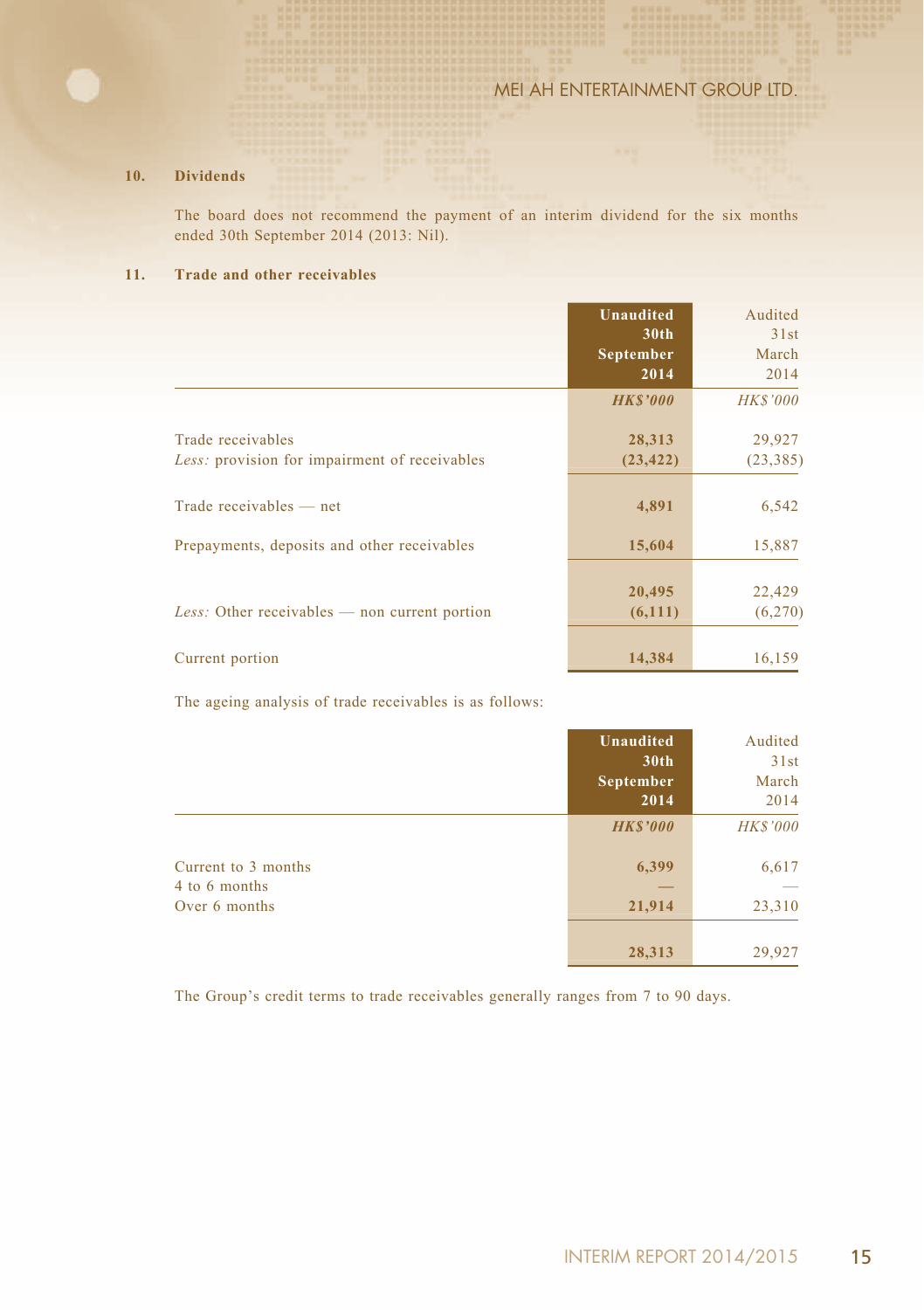## 10. Dividends

The board does not recommend the payment of an interim dividend for the six months ended 30th September 2014 (2013: Nil).

## 11. Trade and other receivables

| | **Unaudited 30th September 2014** | Audited 31st March 2014 |
|---|---|---|
| | ***HK$'000*** | *HK$'000* |
| Trade receivables | **28,313** | 29,927 |
| *Less:* provision for impairment of receivables | **(23,422)** | (23,385) |
| Trade receivables — net | **4,891** | 6,542 |
| Prepayments, deposits and other receivables | **15,604** | 15,887 |
| | **20,495** | 22,429 |
| *Less:* Other receivables — non current portion | **(6,111)** | (6,270) |
| Current portion | **14,384** | 16,159 |

The ageing analysis of trade receivables is as follows:

| | **Unaudited 30th September 2014** | Audited 31st March 2014 |
|---|---|---|
| | ***HK$'000*** | *HK$'000* |
| Current to 3 months | **6,399** | 6,617 |
| 4 to 6 months | **—** | — |
| Over 6 months | **21,914** | 23,310 |
| | **28,313** | 29,927 |

The Group's credit terms to trade receivables generally ranges from 7 to 90 days.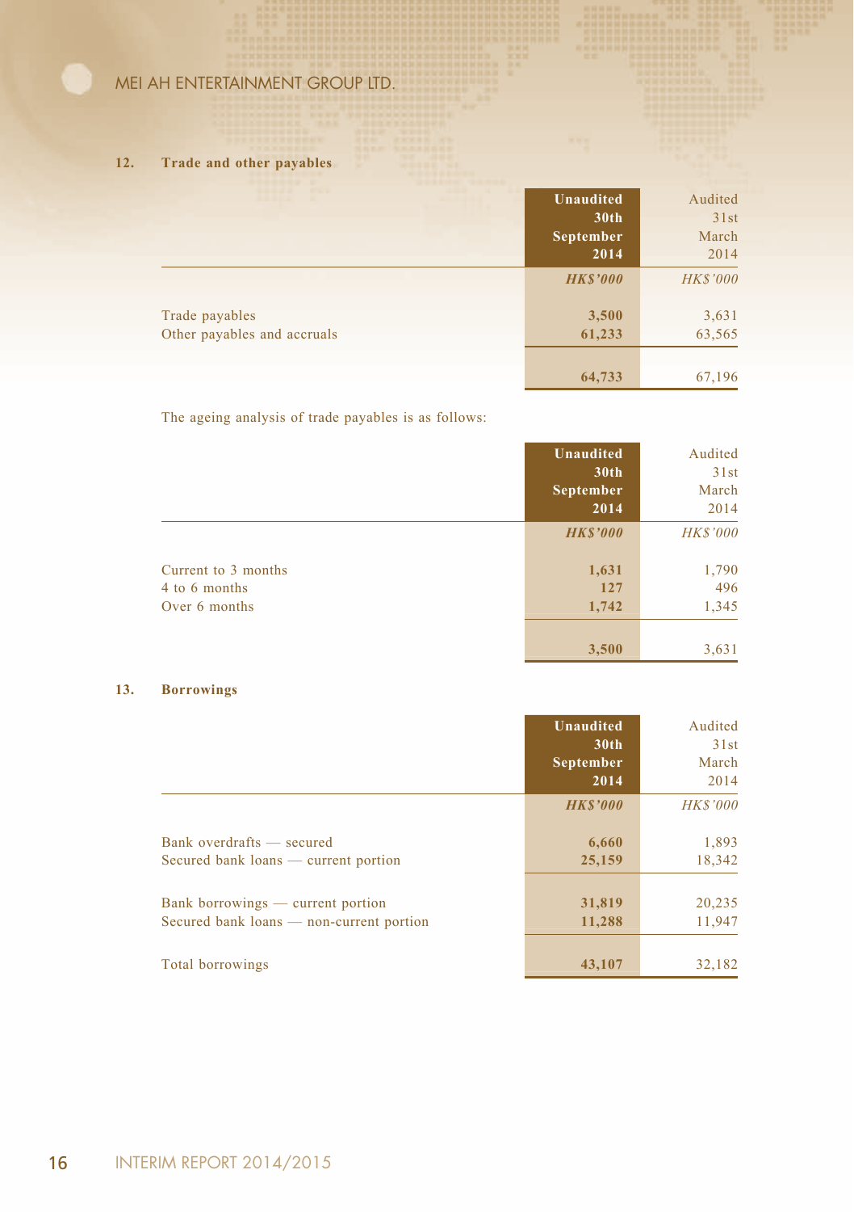## 12. Trade and other payables

| | Unaudited 30th September 2014 | Audited 31st March 2014 |
|---|---|---|
| | *HK$'000* | *HK$'000* |
| Trade payables | 3,500 | 3,631 |
| Other payables and accruals | 61,233 | 63,565 |
| | 64,733 | 67,196 |

The ageing analysis of trade payables is as follows:

| | Unaudited 30th September 2014 | Audited 31st March 2014 |
|---|---|---|
| | *HK$'000* | *HK$'000* |
| Current to 3 months | 1,631 | 1,790 |
| 4 to 6 months | 127 | 496 |
| Over 6 months | 1,742 | 1,345 |
| | 3,500 | 3,631 |

## 13. Borrowings

| | Unaudited 30th September 2014 | Audited 31st March 2014 |
|---|---|---|
| | *HK$'000* | *HK$'000* |
| Bank overdrafts — secured | 6,660 | 1,893 |
| Secured bank loans — current portion | 25,159 | 18,342 |
| Bank borrowings — current portion | 31,819 | 20,235 |
| Secured bank loans — non-current portion | 11,288 | 11,947 |
| Total borrowings | 43,107 | 32,182 |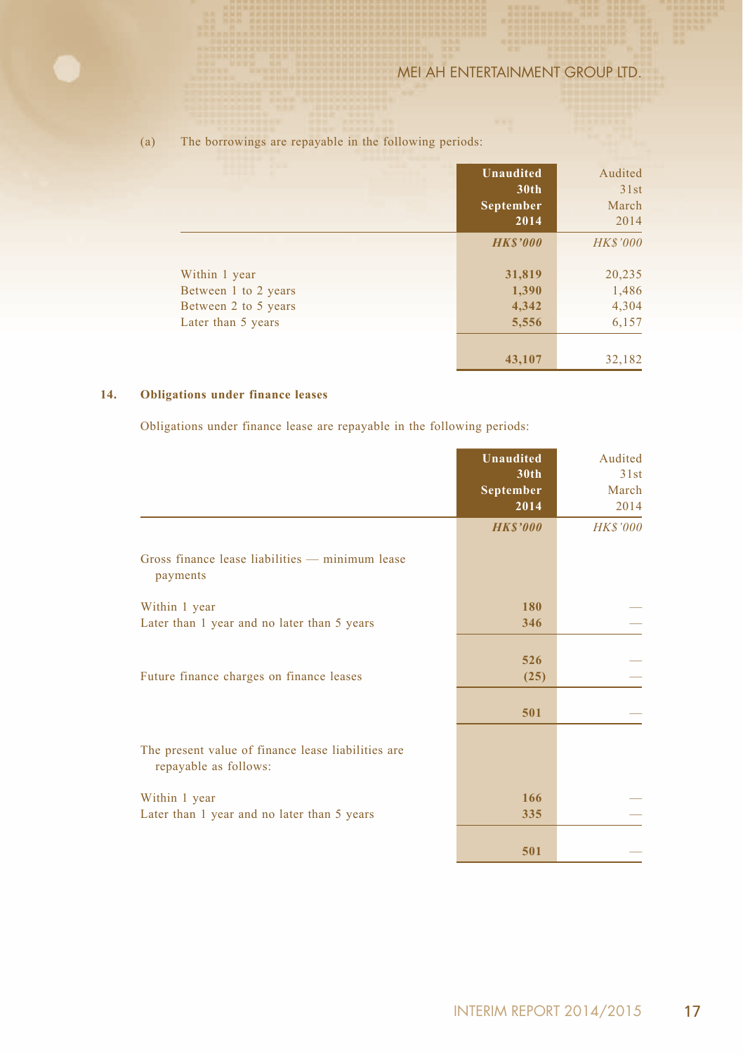(a) The borrowings are repayable in the following periods:

| | Unaudited 30th September 2014 | Audited 31st March 2014 |
|---|---|---|
| | *HK$'000* | *HK$'000* |
| Within 1 year | 31,819 | 20,235 |
| Between 1 to 2 years | 1,390 | 1,486 |
| Between 2 to 5 years | 4,342 | 4,304 |
| Later than 5 years | 5,556 | 6,157 |
| | 43,107 | 32,182 |

## 14. Obligations under finance leases

Obligations under finance lease are repayable in the following periods:

| | Unaudited 30th September 2014 | Audited 31st March 2014 |
|---|---|---|
| | *HK$'000* | *HK$'000* |
| Gross finance lease liabilities — minimum lease payments | | |
| Within 1 year | 180 | — |
| Later than 1 year and no later than 5 years | 346 | — |
| | 526 | — |
| Future finance charges on finance leases | (25) | — |
| | 501 | — |
| The present value of finance lease liabilities are repayable as follows: | | |
| Within 1 year | 166 | — |
| Later than 1 year and no later than 5 years | 335 | — |
| | 501 | — |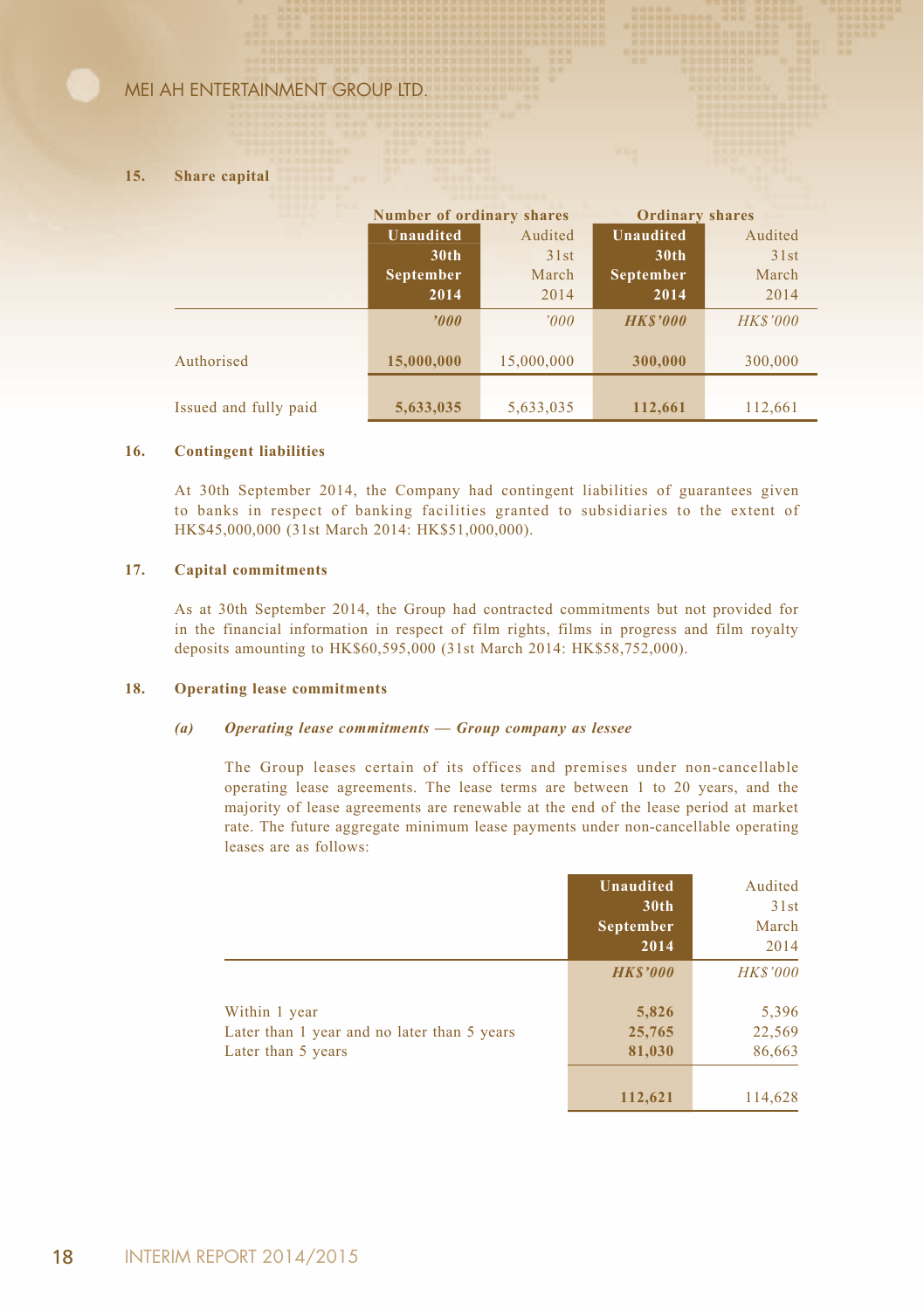## 15. Share capital

| | Number of ordinary shares | | Ordinary shares | |
|---|---|---|---|---|
| | **Unaudited 30th September 2014** | Audited 31st March 2014 | **Unaudited 30th September 2014** | Audited 31st March 2014 |
| | ***'000*** | *'000* | ***HK$'000*** | *HK$'000* |
| Authorised | **15,000,000** | 15,000,000 | **300,000** | 300,000 |
| Issued and fully paid | **5,633,035** | 5,633,035 | **112,661** | 112,661 |

## 16. Contingent liabilities

At 30th September 2014, the Company had contingent liabilities of guarantees given to banks in respect of banking facilities granted to subsidiaries to the extent of HK$45,000,000 (31st March 2014: HK$51,000,000).

## 17. Capital commitments

As at 30th September 2014, the Group had contracted commitments but not provided for in the financial information in respect of film rights, films in progress and film royalty deposits amounting to HK$60,595,000 (31st March 2014: HK$58,752,000).

## 18. Operating lease commitments

### *(a) Operating lease commitments — Group company as lessee*

The Group leases certain of its offices and premises under non-cancellable operating lease agreements. The lease terms are between 1 to 20 years, and the majority of lease agreements are renewable at the end of the lease period at market rate. The future aggregate minimum lease payments under non-cancellable operating leases are as follows:

| | **Unaudited 30th September 2014** | Audited 31st March 2014 |
|---|---|---|
| | ***HK$'000*** | *HK$'000* |
| Within 1 year | **5,826** | 5,396 |
| Later than 1 year and no later than 5 years | **25,765** | 22,569 |
| Later than 5 years | **81,030** | 86,663 |
| | **112,621** | 114,628 |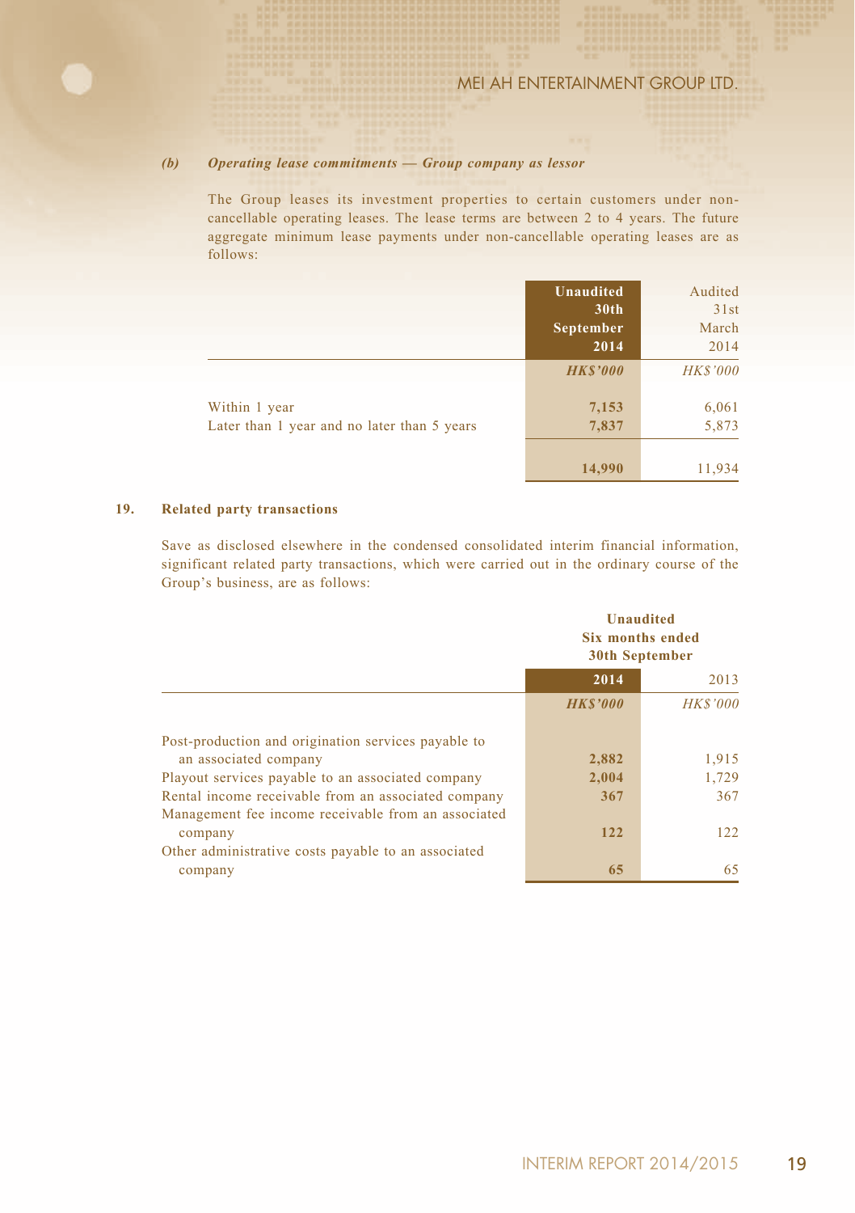*(b)* ***Operating lease commitments — Group company as lessor***

The Group leases its investment properties to certain customers under non-cancellable operating leases. The lease terms are between 2 to 4 years. The future aggregate minimum lease payments under non-cancellable operating leases are as follows:

| | **Unaudited 30th September 2014** | Audited 31st March 2014 |
|---|---|---|
| | ***HK$'000*** | *HK$'000* |
| Within 1 year | **7,153** | 6,061 |
| Later than 1 year and no later than 5 years | **7,837** | 5,873 |
| | **14,990** | 11,934 |

## 19. Related party transactions

Save as disclosed elsewhere in the condensed consolidated interim financial information, significant related party transactions, which were carried out in the ordinary course of the Group's business, are as follows:

| | **Unaudited Six months ended 30th September** | |
|---|---|---|
| | **2014** | 2013 |
| | ***HK$'000*** | *HK$'000* |
| Post-production and origination services payable to an associated company | **2,882** | 1,915 |
| Playout services payable to an associated company | **2,004** | 1,729 |
| Rental income receivable from an associated company | **367** | 367 |
| Management fee income receivable from an associated company | **122** | 122 |
| Other administrative costs payable to an associated company | **65** | 65 |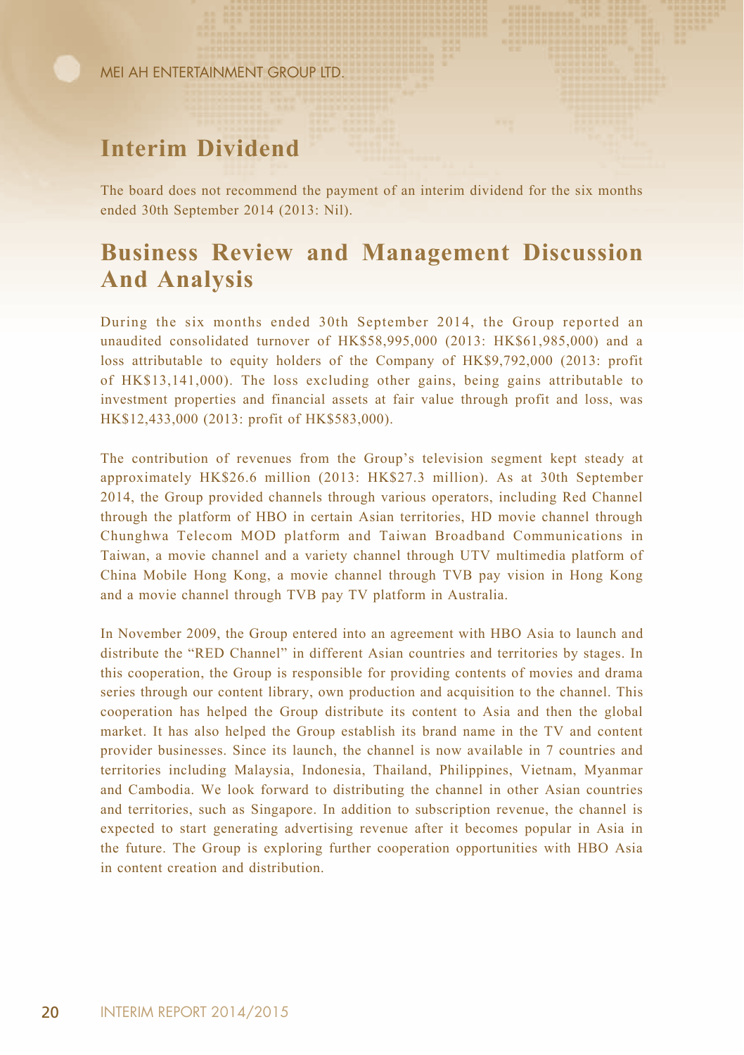## Interim Dividend

The board does not recommend the payment of an interim dividend for the six months ended 30th September 2014 (2013: Nil).

## Business Review and Management Discussion And Analysis

During the six months ended 30th September 2014, the Group reported an unaudited consolidated turnover of HK$58,995,000 (2013: HK$61,985,000) and a loss attributable to equity holders of the Company of HK$9,792,000 (2013: profit of HK$13,141,000). The loss excluding other gains, being gains attributable to investment properties and financial assets at fair value through profit and loss, was HK$12,433,000 (2013: profit of HK$583,000).

The contribution of revenues from the Group's television segment kept steady at approximately HK$26.6 million (2013: HK$27.3 million). As at 30th September 2014, the Group provided channels through various operators, including Red Channel through the platform of HBO in certain Asian territories, HD movie channel through Chunghwa Telecom MOD platform and Taiwan Broadband Communications in Taiwan, a movie channel and a variety channel through UTV multimedia platform of China Mobile Hong Kong, a movie channel through TVB pay vision in Hong Kong and a movie channel through TVB pay TV platform in Australia.

In November 2009, the Group entered into an agreement with HBO Asia to launch and distribute the "RED Channel" in different Asian countries and territories by stages. In this cooperation, the Group is responsible for providing contents of movies and drama series through our content library, own production and acquisition to the channel. This cooperation has helped the Group distribute its content to Asia and then the global market. It has also helped the Group establish its brand name in the TV and content provider businesses. Since its launch, the channel is now available in 7 countries and territories including Malaysia, Indonesia, Thailand, Philippines, Vietnam, Myanmar and Cambodia. We look forward to distributing the channel in other Asian countries and territories, such as Singapore. In addition to subscription revenue, the channel is expected to start generating advertising revenue after it becomes popular in Asia in the future. The Group is exploring further cooperation opportunities with HBO Asia in content creation and distribution.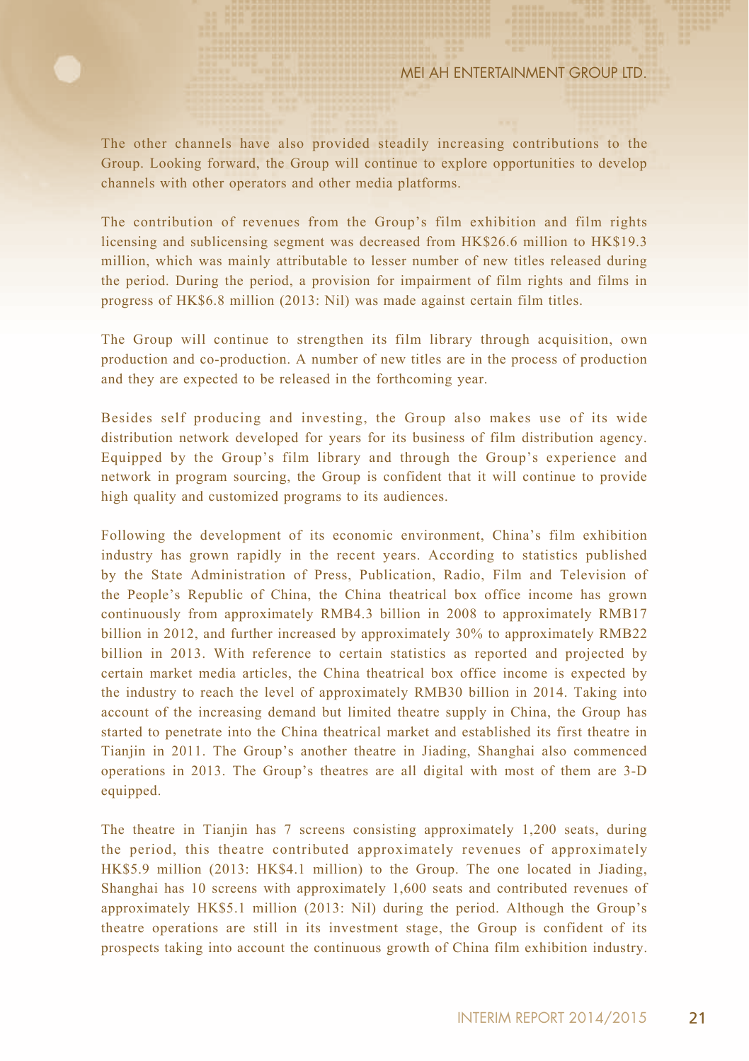The other channels have also provided steadily increasing contributions to the Group. Looking forward, the Group will continue to explore opportunities to develop channels with other operators and other media platforms.

The contribution of revenues from the Group's film exhibition and film rights licensing and sublicensing segment was decreased from HK$26.6 million to HK$19.3 million, which was mainly attributable to lesser number of new titles released during the period. During the period, a provision for impairment of film rights and films in progress of HK$6.8 million (2013: Nil) was made against certain film titles.

The Group will continue to strengthen its film library through acquisition, own production and co-production. A number of new titles are in the process of production and they are expected to be released in the forthcoming year.

Besides self producing and investing, the Group also makes use of its wide distribution network developed for years for its business of film distribution agency. Equipped by the Group's film library and through the Group's experience and network in program sourcing, the Group is confident that it will continue to provide high quality and customized programs to its audiences.

Following the development of its economic environment, China's film exhibition industry has grown rapidly in the recent years. According to statistics published by the State Administration of Press, Publication, Radio, Film and Television of the People's Republic of China, the China theatrical box office income has grown continuously from approximately RMB4.3 billion in 2008 to approximately RMB17 billion in 2012, and further increased by approximately 30% to approximately RMB22 billion in 2013. With reference to certain statistics as reported and projected by certain market media articles, the China theatrical box office income is expected by the industry to reach the level of approximately RMB30 billion in 2014. Taking into account of the increasing demand but limited theatre supply in China, the Group has started to penetrate into the China theatrical market and established its first theatre in Tianjin in 2011. The Group's another theatre in Jiading, Shanghai also commenced operations in 2013. The Group's theatres are all digital with most of them are 3-D equipped.

The theatre in Tianjin has 7 screens consisting approximately 1,200 seats, during the period, this theatre contributed approximately revenues of approximately HK$5.9 million (2013: HK$4.1 million) to the Group. The one located in Jiading, Shanghai has 10 screens with approximately 1,600 seats and contributed revenues of approximately HK$5.1 million (2013: Nil) during the period. Although the Group's theatre operations are still in its investment stage, the Group is confident of its prospects taking into account the continuous growth of China film exhibition industry.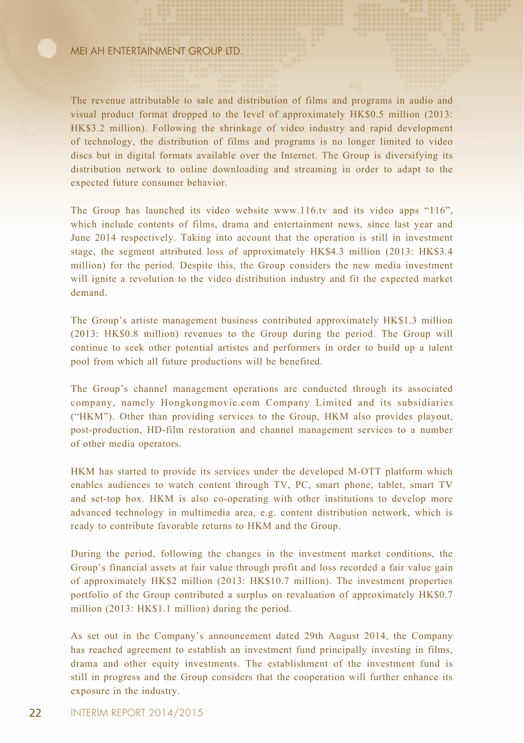The revenue attributable to sale and distribution of films and programs in audio and visual product format dropped to the level of approximately HK$0.5 million (2013: HK$3.2 million). Following the shrinkage of video industry and rapid development of technology, the distribution of films and programs is no longer limited to video discs but in digital formats available over the Internet. The Group is diversifying its distribution network to online downloading and streaming in order to adapt to the expected future consumer behavior.

The Group has launched its video website www.116.tv and its video apps "116", which include contents of films, drama and entertainment news, since last year and June 2014 respectively. Taking into account that the operation is still in investment stage, the segment attributed loss of approximately HK$4.3 million (2013: HK$3.4 million) for the period. Despite this, the Group considers the new media investment will ignite a revolution to the video distribution industry and fit the expected market demand.

The Group's artiste management business contributed approximately HK$1.3 million (2013: HK$0.8 million) revenues to the Group during the period. The Group will continue to seek other potential artistes and performers in order to build up a talent pool from which all future productions will be benefited.

The Group's channel management operations are conducted through its associated company, namely Hongkongmovie.com Company Limited and its subsidiaries ("HKM"). Other than providing services to the Group, HKM also provides playout, post-production, HD-film restoration and channel management services to a number of other media operators.

HKM has started to provide its services under the developed M-OTT platform which enables audiences to watch content through TV, PC, smart phone, tablet, smart TV and set-top box. HKM is also co-operating with other institutions to develop more advanced technology in multimedia area, e.g. content distribution network, which is ready to contribute favorable returns to HKM and the Group.

During the period, following the changes in the investment market conditions, the Group's financial assets at fair value through profit and loss recorded a fair value gain of approximately HK$2 million (2013: HK$10.7 million). The investment properties portfolio of the Group contributed a surplus on revaluation of approximately HK$0.7 million (2013: HK$1.1 million) during the period.

As set out in the Company's announcement dated 29th August 2014, the Company has reached agreement to establish an investment fund principally investing in films, drama and other equity investments. The establishment of the investment fund is still in progress and the Group considers that the cooperation will further enhance its exposure in the industry.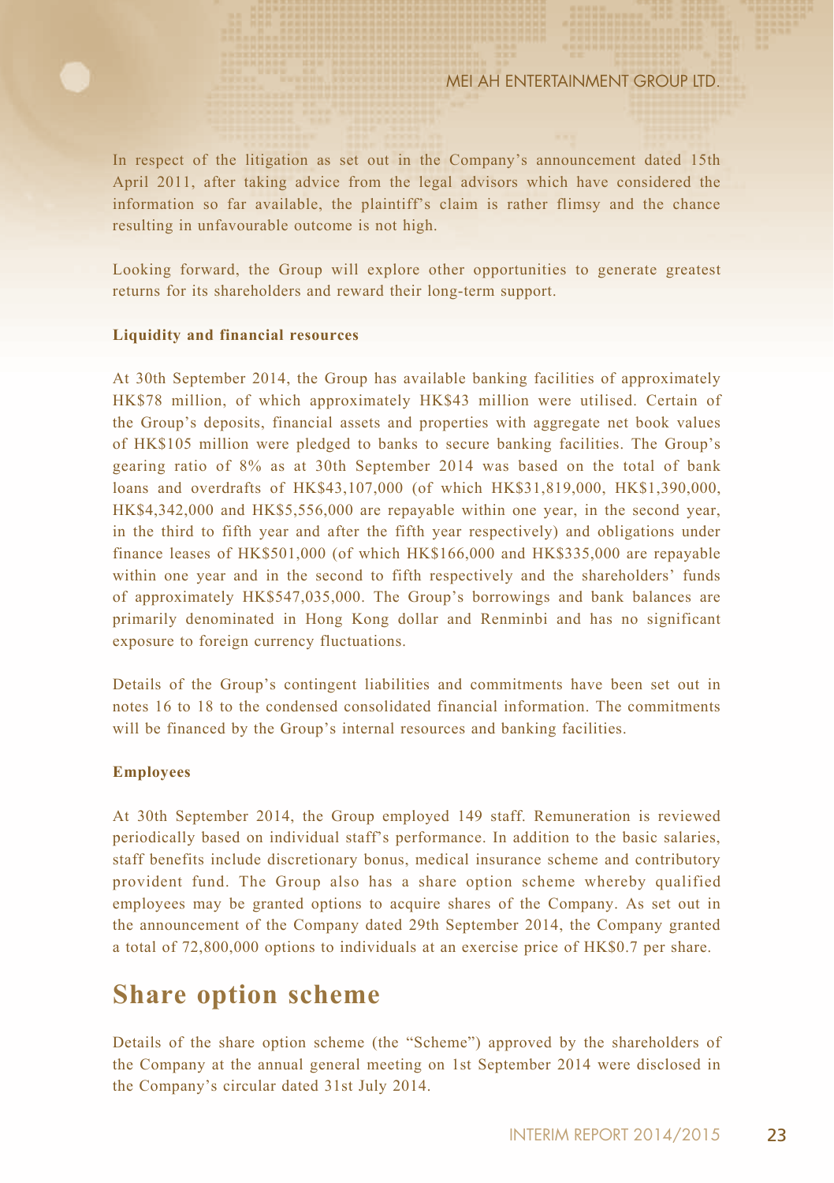In respect of the litigation as set out in the Company's announcement dated 15th April 2011, after taking advice from the legal advisors which have considered the information so far available, the plaintiff's claim is rather flimsy and the chance resulting in unfavourable outcome is not high.

Looking forward, the Group will explore other opportunities to generate greatest returns for its shareholders and reward their long-term support.

**Liquidity and financial resources**

At 30th September 2014, the Group has available banking facilities of approximately HK$78 million, of which approximately HK$43 million were utilised. Certain of the Group's deposits, financial assets and properties with aggregate net book values of HK$105 million were pledged to banks to secure banking facilities. The Group's gearing ratio of 8% as at 30th September 2014 was based on the total of bank loans and overdrafts of HK$43,107,000 (of which HK$31,819,000, HK$1,390,000, HK$4,342,000 and HK$5,556,000 are repayable within one year, in the second year, in the third to fifth year and after the fifth year respectively) and obligations under finance leases of HK$501,000 (of which HK$166,000 and HK$335,000 are repayable within one year and in the second to fifth respectively and the shareholders' funds of approximately HK$547,035,000. The Group's borrowings and bank balances are primarily denominated in Hong Kong dollar and Renminbi and has no significant exposure to foreign currency fluctuations.

Details of the Group's contingent liabilities and commitments have been set out in notes 16 to 18 to the condensed consolidated financial information. The commitments will be financed by the Group's internal resources and banking facilities.

**Employees**

At 30th September 2014, the Group employed 149 staff. Remuneration is reviewed periodically based on individual staff's performance. In addition to the basic salaries, staff benefits include discretionary bonus, medical insurance scheme and contributory provident fund. The Group also has a share option scheme whereby qualified employees may be granted options to acquire shares of the Company. As set out in the announcement of the Company dated 29th September 2014, the Company granted a total of 72,800,000 options to individuals at an exercise price of HK$0.7 per share.

## Share option scheme

Details of the share option scheme (the "Scheme") approved by the shareholders of the Company at the annual general meeting on 1st September 2014 were disclosed in the Company's circular dated 31st July 2014.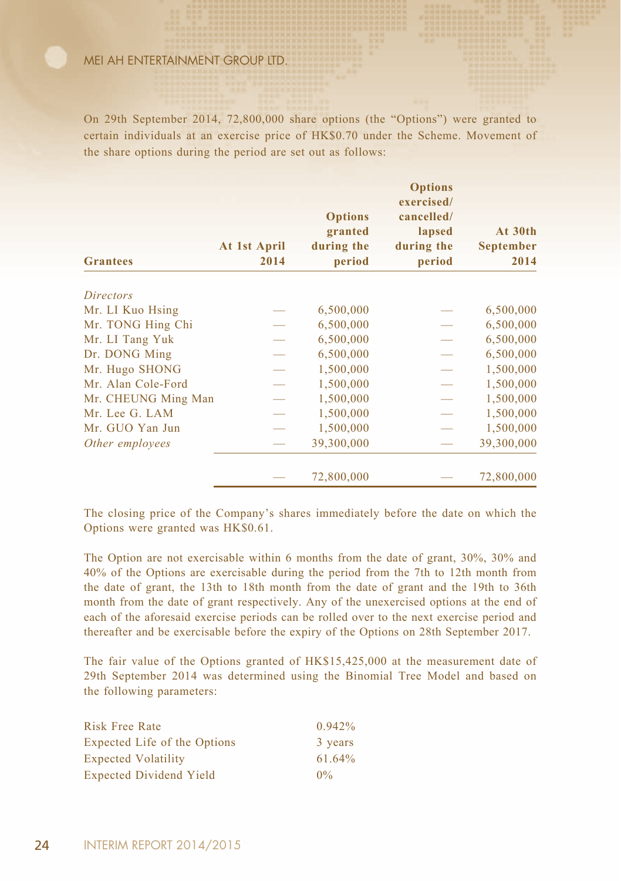On 29th September 2014, 72,800,000 share options (the "Options") were granted to certain individuals at an exercise price of HK$0.70 under the Scheme. Movement of the share options during the period are set out as follows:

| Grantees | At 1st April 2014 | Options granted during the period | Options exercised/ cancelled/ lapsed during the period | At 30th September 2014 |
|---|---|---|---|---|
| *Directors* | | | | |
| Mr. LI Kuo Hsing | — | 6,500,000 | — | 6,500,000 |
| Mr. TONG Hing Chi | — | 6,500,000 | — | 6,500,000 |
| Mr. LI Tang Yuk | — | 6,500,000 | — | 6,500,000 |
| Dr. DONG Ming | — | 6,500,000 | — | 6,500,000 |
| Mr. Hugo SHONG | — | 1,500,000 | — | 1,500,000 |
| Mr. Alan Cole-Ford | — | 1,500,000 | — | 1,500,000 |
| Mr. CHEUNG Ming Man | — | 1,500,000 | — | 1,500,000 |
| Mr. Lee G. LAM | — | 1,500,000 | — | 1,500,000 |
| Mr. GUO Yan Jun | — | 1,500,000 | — | 1,500,000 |
| *Other employees* | — | 39,300,000 | — | 39,300,000 |
| | — | 72,800,000 | — | 72,800,000 |

The closing price of the Company's shares immediately before the date on which the Options were granted was HK$0.61.

The Option are not exercisable within 6 months from the date of grant, 30%, 30% and 40% of the Options are exercisable during the period from the 7th to 12th month from the date of grant, the 13th to 18th month from the date of grant and the 19th to 36th month from the date of grant respectively. Any of the unexercised options at the end of each of the aforesaid exercise periods can be rolled over to the next exercise period and thereafter and be exercisable before the expiry of the Options on 28th September 2017.

The fair value of the Options granted of HK$15,425,000 at the measurement date of 29th September 2014 was determined using the Binomial Tree Model and based on the following parameters:

| | |
|---|---|
| Risk Free Rate | 0.942% |
| Expected Life of the Options | 3 years |
| Expected Volatility | 61.64% |
| Expected Dividend Yield | 0% |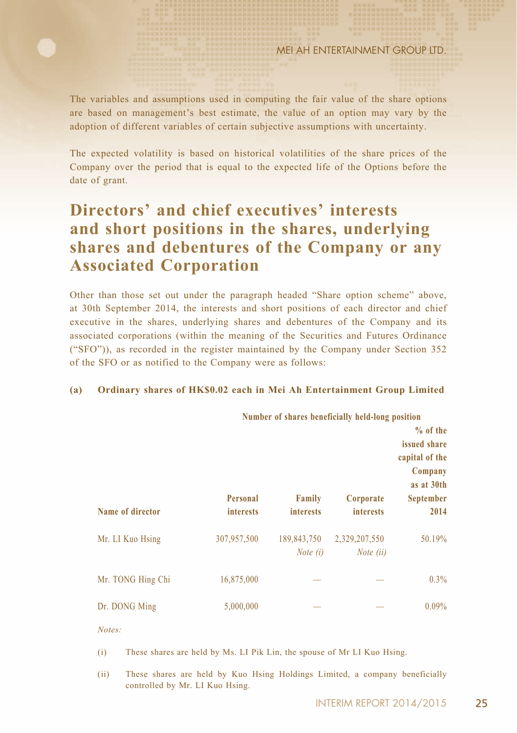The variables and assumptions used in computing the fair value of the share options are based on management's best estimate, the value of an option may vary by the adoption of different variables of certain subjective assumptions with uncertainty.

The expected volatility is based on historical volatilities of the share prices of the Company over the period that is equal to the expected life of the Options before the date of grant.

## Directors' and chief executives' interests and short positions in the shares, underlying shares and debentures of the Company or any Associated Corporation

Other than those set out under the paragraph headed "Share option scheme" above, at 30th September 2014, the interests and short positions of each director and chief executive in the shares, underlying shares and debentures of the Company and its associated corporations (within the meaning of the Securities and Futures Ordinance ("SFO")), as recorded in the register maintained by the Company under Section 352 of the SFO or as notified to the Company were as follows:

**(a) Ordinary shares of HK$0.02 each in Mei Ah Entertainment Group Limited**

| | Number of shares beneficially held-long position | | | |
|---|---|---|---|---|
| Name of director | Personal interests | Family interests | Corporate interests | % of the issued share capital of the Company as at 30th September 2014 |
| Mr. LI Kuo Hsing | 307,957,500 | 189,843,750 *Note (i)* | 2,329,207,550 *Note (ii)* | 50.19% |
| Mr. TONG Hing Chi | 16,875,000 | — | — | 0.3% |
| Dr. DONG Ming | 5,000,000 | — | — | 0.09% |

*Notes:*

(i) These shares are held by Ms. LI Pik Lin, the spouse of Mr LI Kuo Hsing.

(ii) These shares are held by Kuo Hsing Holdings Limited, a company beneficially controlled by Mr. LI Kuo Hsing.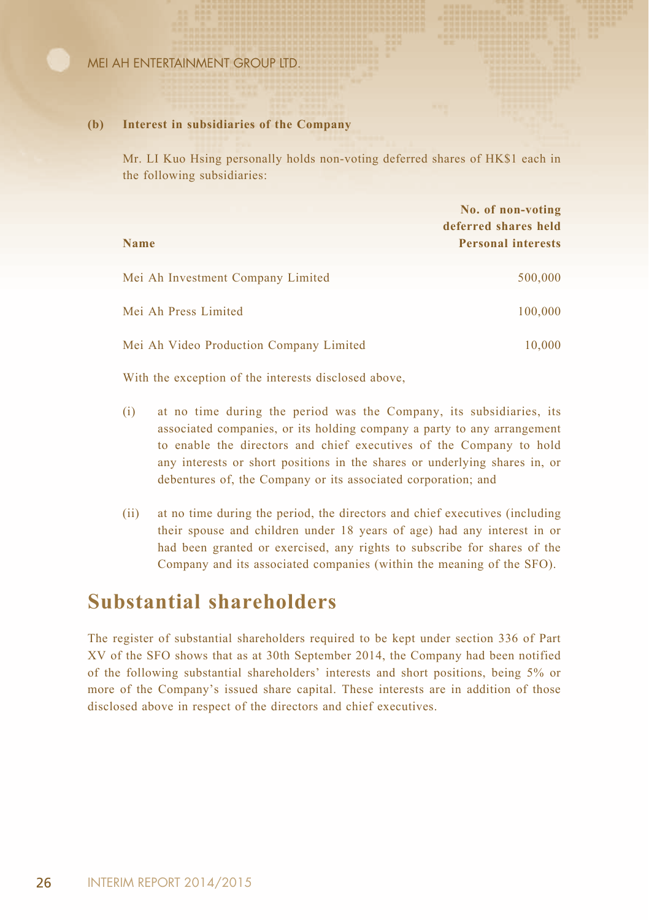**(b) Interest in subsidiaries of the Company**

Mr. LI Kuo Hsing personally holds non-voting deferred shares of HK$1 each in the following subsidiaries:

| Name | No. of non-voting deferred shares held Personal interests |
|---|---|
| Mei Ah Investment Company Limited | 500,000 |
| Mei Ah Press Limited | 100,000 |
| Mei Ah Video Production Company Limited | 10,000 |

With the exception of the interests disclosed above,

(i) at no time during the period was the Company, its subsidiaries, its associated companies, or its holding company a party to any arrangement to enable the directors and chief executives of the Company to hold any interests or short positions in the shares or underlying shares in, or debentures of, the Company or its associated corporation; and

(ii) at no time during the period, the directors and chief executives (including their spouse and children under 18 years of age) had any interest in or had been granted or exercised, any rights to subscribe for shares of the Company and its associated companies (within the meaning of the SFO).

## Substantial shareholders

The register of substantial shareholders required to be kept under section 336 of Part XV of the SFO shows that as at 30th September 2014, the Company had been notified of the following substantial shareholders' interests and short positions, being 5% or more of the Company's issued share capital. These interests are in addition of those disclosed above in respect of the directors and chief executives.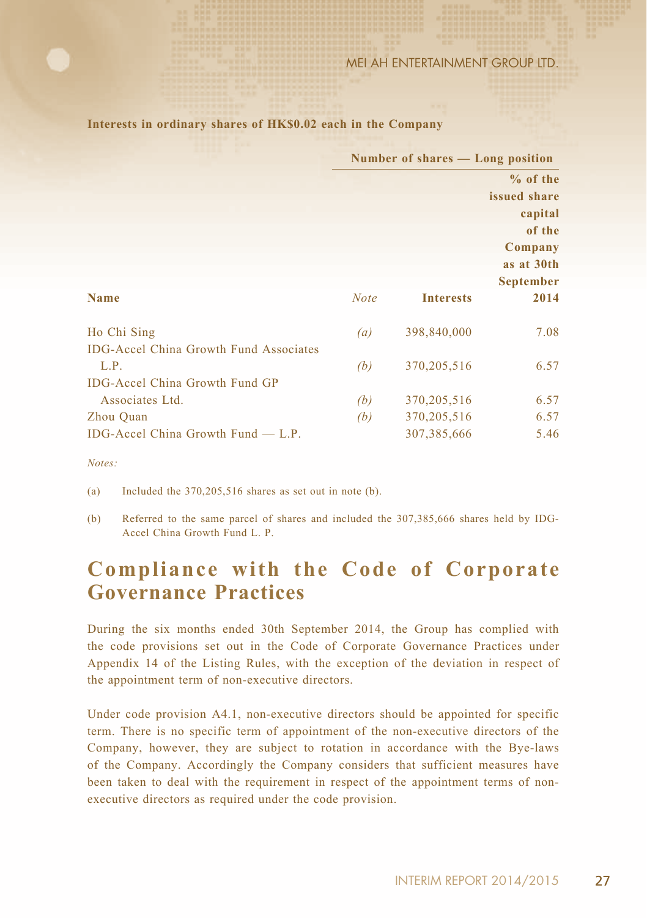**Interests in ordinary shares of HK$0.02 each in the Company**

| | | Number of shares — Long position | |
|---|---|---|---|
| **Name** | *Note* | **Interests** | **% of the issued share capital of the Company as at 30th September 2014** |
| Ho Chi Sing | *(a)* | 398,840,000 | 7.08 |
| IDG-Accel China Growth Fund Associates L.P. | *(b)* | 370,205,516 | 6.57 |
| IDG-Accel China Growth Fund GP Associates Ltd. | *(b)* | 370,205,516 | 6.57 |
| Zhou Quan | *(b)* | 370,205,516 | 6.57 |
| IDG-Accel China Growth Fund — L.P. | | 307,385,666 | 5.46 |

*Notes:*

(a) Included the 370,205,516 shares as set out in note (b).

(b) Referred to the same parcel of shares and included the 307,385,666 shares held by IDG-Accel China Growth Fund L. P.

## Compliance with the Code of Corporate Governance Practices

During the six months ended 30th September 2014, the Group has complied with the code provisions set out in the Code of Corporate Governance Practices under Appendix 14 of the Listing Rules, with the exception of the deviation in respect of the appointment term of non-executive directors.

Under code provision A4.1, non-executive directors should be appointed for specific term. There is no specific term of appointment of the non-executive directors of the Company, however, they are subject to rotation in accordance with the Bye-laws of the Company. Accordingly the Company considers that sufficient measures have been taken to deal with the requirement in respect of the appointment terms of non-executive directors as required under the code provision.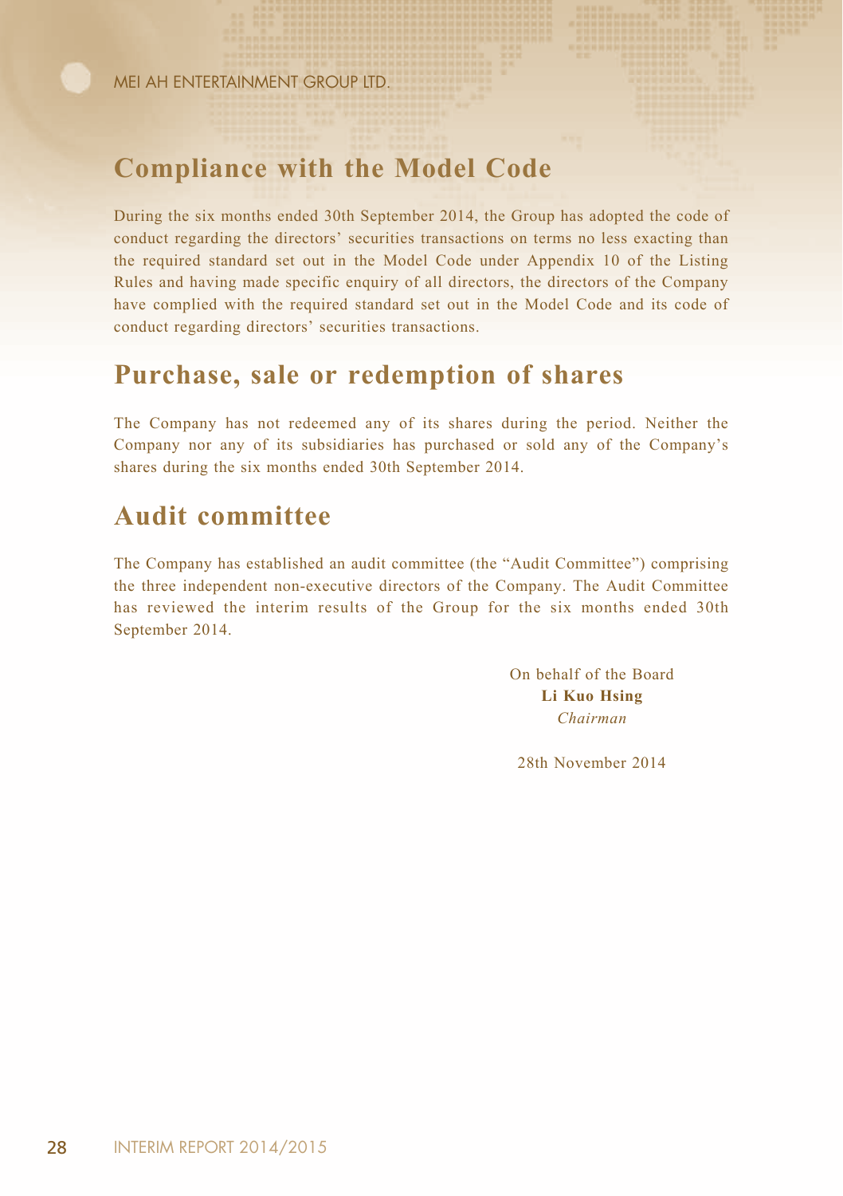## Compliance with the Model Code

During the six months ended 30th September 2014, the Group has adopted the code of conduct regarding the directors' securities transactions on terms no less exacting than the required standard set out in the Model Code under Appendix 10 of the Listing Rules and having made specific enquiry of all directors, the directors of the Company have complied with the required standard set out in the Model Code and its code of conduct regarding directors' securities transactions.

## Purchase, sale or redemption of shares

The Company has not redeemed any of its shares during the period. Neither the Company nor any of its subsidiaries has purchased or sold any of the Company's shares during the six months ended 30th September 2014.

## Audit committee

The Company has established an audit committee (the "Audit Committee") comprising the three independent non-executive directors of the Company. The Audit Committee has reviewed the interim results of the Group for the six months ended 30th September 2014.

On behalf of the Board
**Li Kuo Hsing**
*Chairman*

28th November 2014